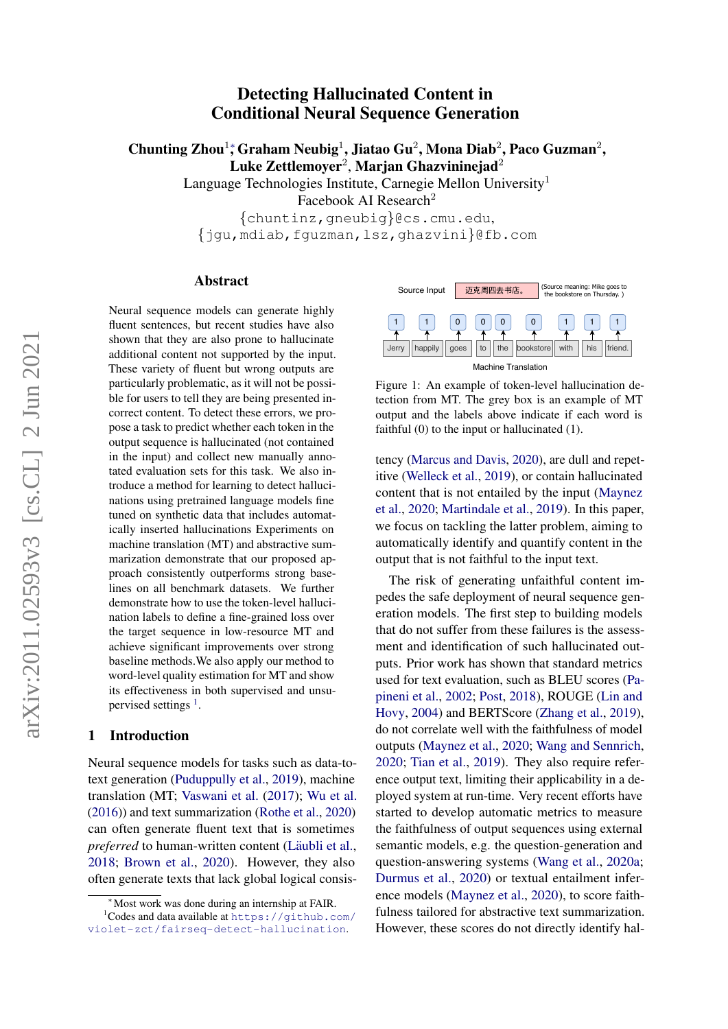# Detecting Hallucinated Content in Conditional Neural Sequence Generation

**Chunting Zhou**[1,*], **Graham Neubig**[1], **Jiatao Gu**[2], **Mona Diab**[2], **Paco Guzman**[2], **Luke Zettlemoyer**[2], **Marjan Ghazvininejad**[2]

Language Technologies Institute, Carnegie Mellon University[1]
Facebook AI Research[2]

{chuntinz,gneubig}@cs.cmu.edu,
{jgu,mdiab,fguzman,lsz,ghazvini}@fb.com

## Abstract

Neural sequence models can generate highly fluent sentences, but recent studies have also shown that they are also prone to hallucinate additional content not supported by the input. These variety of fluent but wrong outputs are particularly problematic, as it will not be possible for users to tell they are being presented incorrect content. To detect these errors, we propose a task to predict whether each token in the output sequence is hallucinated (not contained in the input) and collect new manually annotated evaluation sets for this task. We also introduce a method for learning to detect hallucinations using pretrained language models fine tuned on synthetic data that includes automatically inserted hallucinations Experiments on machine translation (MT) and abstractive summarization demonstrate that our proposed approach consistently outperforms strong baselines on all benchmark datasets. We further demonstrate how to use the token-level hallucination labels to define a fine-grained loss over the target sequence in low-resource MT and achieve significant improvements over strong baseline methods.We also apply our method to word-level quality estimation for MT and show its effectiveness in both supervised and unsupervised settings [1].

## 1 Introduction

Neural sequence models for tasks such as data-to-text generation (Puduppully et al., 2019), machine translation (MT; Vaswani et al. (2017); Wu et al. (2016)) and text summarization (Rothe et al., 2020) can often generate fluent text that is sometimes *preferred* to human-written content (Läubli et al., 2018; Brown et al., 2020). However, they also often generate texts that lack global logical consistency (Marcus and Davis, 2020), are dull and repetitive (Welleck et al., 2019), or contain hallucinated content that is not entailed by the input (Maynez et al., 2020; Martindale et al., 2019). In this paper, we focus on tackling the latter problem, aiming to automatically identify and quantify content in the output that is not faithful to the input text.

Source Input: 迈克周四去书店。 (Source meaning: Mike goes to the bookstore on Thursday.)

| Jerry | happily | goes | to | the | bookstore | with | his | friend. |
|---|---|---|---|---|---|---|---|---|
| 1 | 1 | 0 | 0 | 0 | 0 | 1 | 1 | 1 |

Machine Translation

Figure 1: An example of token-level hallucination detection from MT. The grey box is an example of MT output and the labels above indicate if each word is faithful (0) to the input or hallucinated (1).

The risk of generating unfaithful content impedes the safe deployment of neural sequence generation models. The first step to building models that do not suffer from these failures is the assessment and identification of such hallucinated outputs. Prior work has shown that standard metrics used for text evaluation, such as BLEU scores (Papineni et al., 2002; Post, 2018), ROUGE (Lin and Hovy, 2004) and BERTScore (Zhang et al., 2019), do not correlate well with the faithfulness of model outputs (Maynez et al., 2020; Wang and Sennrich, 2020; Tian et al., 2019). They also require reference output text, limiting their applicability in a deployed system at run-time. Very recent efforts have started to develop automatic metrics to measure the faithfulness of output sequences using external semantic models, e.g. the question-generation and question-answering systems (Wang et al., 2020a; Durmus et al., 2020) or textual entailment inference models (Maynez et al., 2020), to score faithfulness tailored for abstractive text summarization. However, these scores do not directly identify hal-

[*] Most work was done during an internship at FAIR.
[1] Codes and data available at https://github.com/violet-zct/fairseq-detect-hallucination.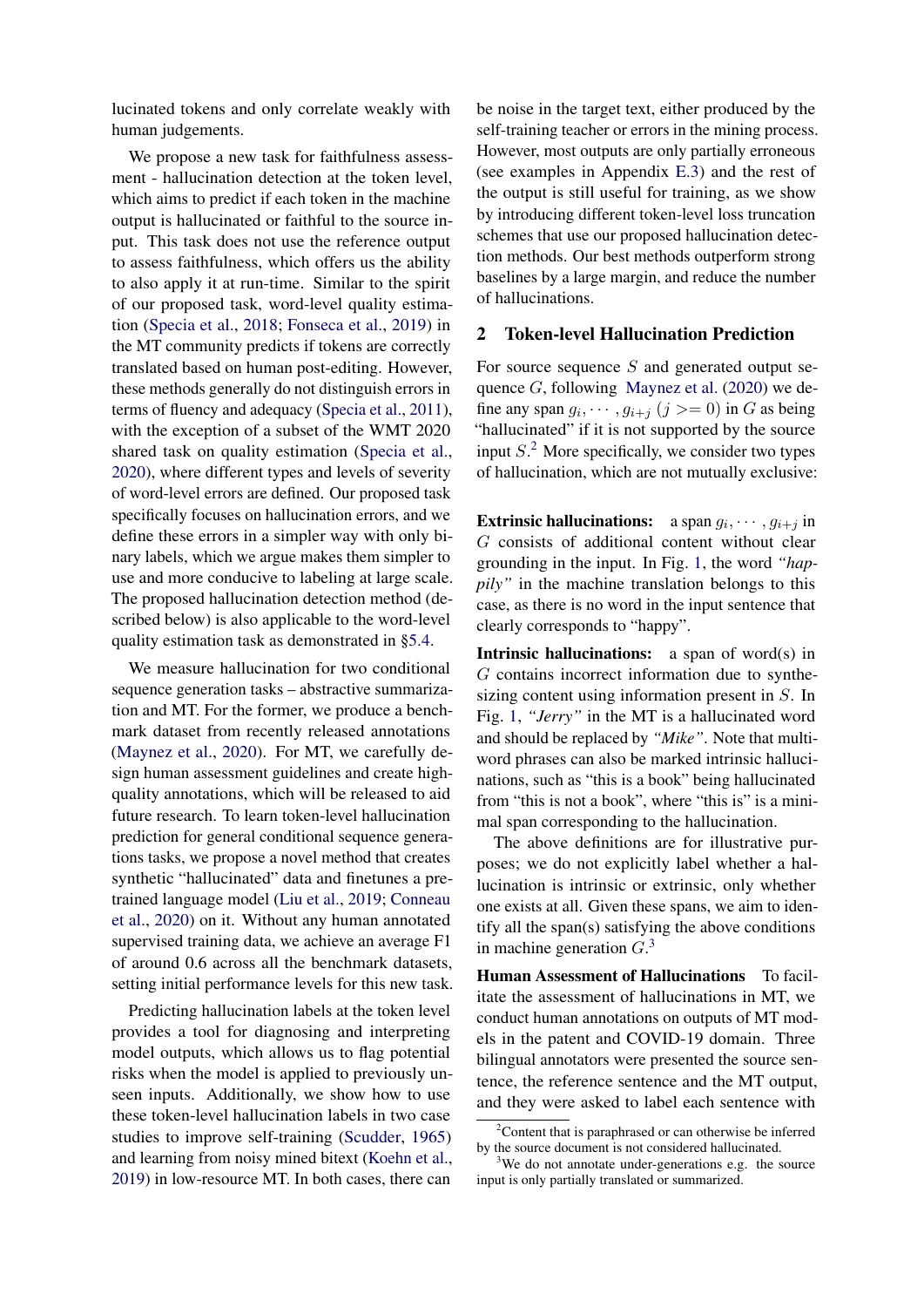lucinated tokens and only correlate weakly with human judgements.

We propose a new task for faithfulness assessment - hallucination detection at the token level, which aims to predict if each token in the machine output is hallucinated or faithful to the source input. This task does not use the reference output to assess faithfulness, which offers us the ability to also apply it at run-time. Similar to the spirit of our proposed task, word-level quality estimation (Specia et al., 2018; Fonseca et al., 2019) in the MT community predicts if tokens are correctly translated based on human post-editing. However, these methods generally do not distinguish errors in terms of fluency and adequacy (Specia et al., 2011), with the exception of a subset of the WMT 2020 shared task on quality estimation (Specia et al., 2020), where different types and levels of severity of word-level errors are defined. Our proposed task specifically focuses on hallucination errors, and we define these errors in a simpler way with only binary labels, which we argue makes them simpler to use and more conducive to labeling at large scale. The proposed hallucination detection method (described below) is also applicable to the word-level quality estimation task as demonstrated in §5.4.

We measure hallucination for two conditional sequence generation tasks – abstractive summarization and MT. For the former, we produce a benchmark dataset from recently released annotations (Maynez et al., 2020). For MT, we carefully design human assessment guidelines and create high-quality annotations, which will be released to aid future research. To learn token-level hallucination prediction for general conditional sequence generations tasks, we propose a novel method that creates synthetic "hallucinated" data and finetunes a pretrained language model (Liu et al., 2019; Conneau et al., 2020) on it. Without any human annotated supervised training data, we achieve an average F1 of around 0.6 across all the benchmark datasets, setting initial performance levels for this new task.

Predicting hallucination labels at the token level provides a tool for diagnosing and interpreting model outputs, which allows us to flag potential risks when the model is applied to previously unseen inputs. Additionally, we show how to use these token-level hallucination labels in two case studies to improve self-training (Scudder, 1965) and learning from noisy mined bitext (Koehn et al., 2019) in low-resource MT. In both cases, there can be noise in the target text, either produced by the self-training teacher or errors in the mining process. However, most outputs are only partially erroneous (see examples in Appendix E.3) and the rest of the output is still useful for training, as we show by introducing different token-level loss truncation schemes that use our proposed hallucination detection methods. Our best methods outperform strong baselines by a large margin, and reduce the number of hallucinations.

## 2 Token-level Hallucination Prediction

For source sequence $S$ and generated output sequence $G$, following Maynez et al. (2020) we define any span $g_i, \cdots, g_{i+j}$ $(j >= 0)$ in $G$ as being "hallucinated" if it is not supported by the source input $S$.[2] More specifically, we consider two types of hallucination, which are not mutually exclusive:

**Extrinsic hallucinations:** a span $g_i, \cdots, g_{i+j}$ in $G$ consists of additional content without clear grounding in the input. In Fig. 1, the word *"happily"* in the machine translation belongs to this case, as there is no word in the input sentence that clearly corresponds to "happy".

**Intrinsic hallucinations:** a span of word(s) in $G$ contains incorrect information due to synthesizing content using information present in $S$. In Fig. 1, *"Jerry"* in the MT is a hallucinated word and should be replaced by *"Mike"*. Note that multi-word phrases can also be marked intrinsic hallucinations, such as "this is a book" being hallucinated from "this is not a book", where "this is" is a minimal span corresponding to the hallucination.

The above definitions are for illustrative purposes; we do not explicitly label whether a hallucination is intrinsic or extrinsic, only whether one exists at all. Given these spans, we aim to identify all the span(s) satisfying the above conditions in machine generation $G$.[3]

**Human Assessment of Hallucinations** To facilitate the assessment of hallucinations in MT, we conduct human annotations on outputs of MT models in the patent and COVID-19 domain. Three bilingual annotators were presented the source sentence, the reference sentence and the MT output, and they were asked to label each sentence with

[2]Content that is paraphrased or can otherwise be inferred by the source document is not considered hallucinated.

[3]We do not annotate under-generations e.g. the source input is only partially translated or summarized.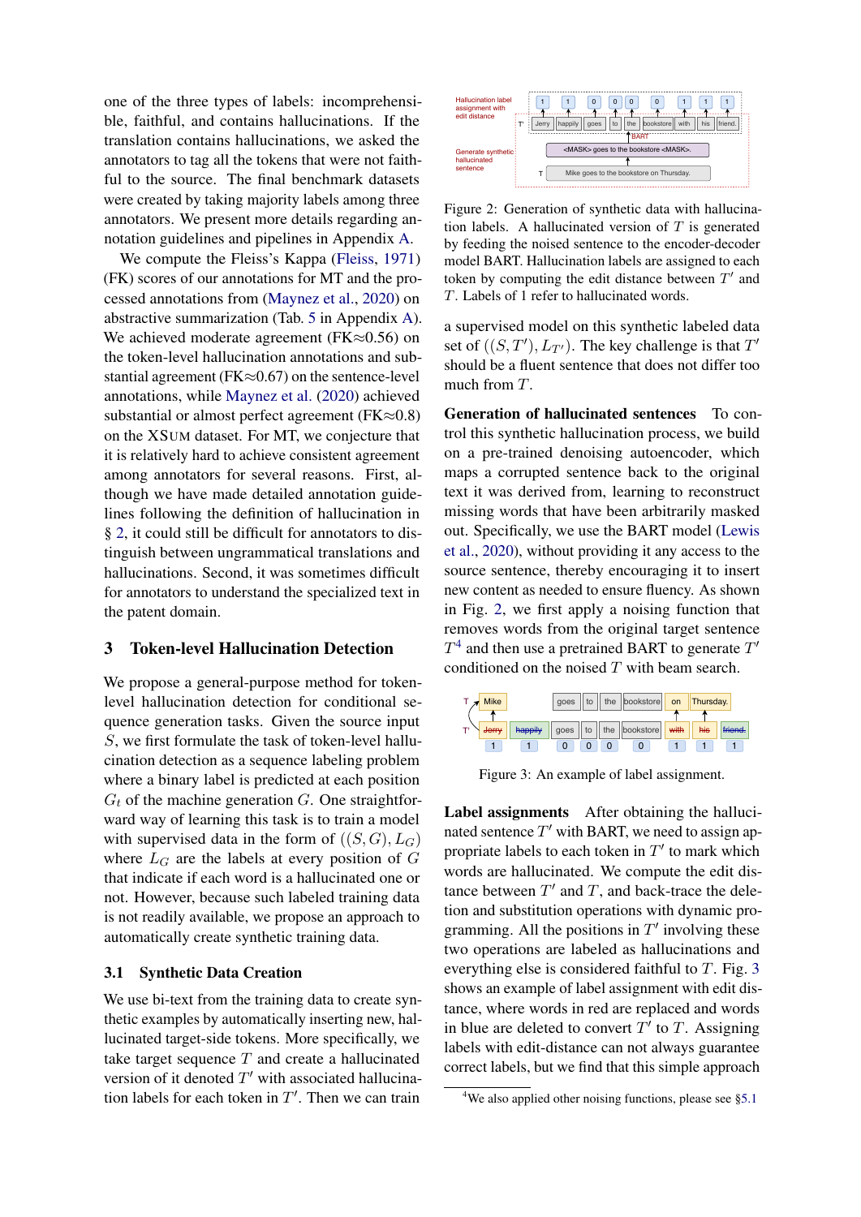one of the three types of labels: incomprehensible, faithful, and contains hallucinations. If the translation contains hallucinations, we asked the annotators to tag all the tokens that were not faithful to the source. The final benchmark datasets were created by taking majority labels among three annotators. We present more details regarding annotation guidelines and pipelines in Appendix A.

We compute the Fleiss's Kappa (Fleiss, 1971) (FK) scores of our annotations for MT and the processed annotations from (Maynez et al., 2020) on abstractive summarization (Tab. 5 in Appendix A). We achieved moderate agreement (FK≈0.56) on the token-level hallucination annotations and substantial agreement (FK≈0.67) on the sentence-level annotations, while Maynez et al. (2020) achieved substantial or almost perfect agreement (FK≈0.8) on the XSUM dataset. For MT, we conjecture that it is relatively hard to achieve consistent agreement among annotators for several reasons. First, although we have made detailed annotation guidelines following the definition of hallucination in § 2, it could still be difficult for annotators to distinguish between ungrammatical translations and hallucinations. Second, it was sometimes difficult for annotators to understand the specialized text in the patent domain.

## 3 Token-level Hallucination Detection

We propose a general-purpose method for token-level hallucination detection for conditional sequence generation tasks. Given the source input $S$, we first formulate the task of token-level hallucination detection as a sequence labeling problem where a binary label is predicted at each position $G_t$ of the machine generation $G$. One straightforward way of learning this task is to train a model with supervised data in the form of $((S, G), L_G)$ where $L_G$ are the labels at every position of $G$ that indicate if each word is a hallucinated one or not. However, because such labeled training data is not readily available, we propose an approach to automatically create synthetic training data.

### 3.1 Synthetic Data Creation

We use bi-text from the training data to create synthetic examples by automatically inserting new, hallucinated target-side tokens. More specifically, we take target sequence $T$ and create a hallucinated version of it denoted $T'$ with associated hallucination labels for each token in $T'$. Then we can train a supervised model on this synthetic labeled data set of $((S, T'), L_{T'})$. The key challenge is that $T'$ should be a fluent sentence that does not differ too much from $T$.

Figure 2: Generation of synthetic data with hallucination labels. A hallucinated version of $T$ is generated by feeding the noised sentence to the encoder-decoder model BART. Hallucination labels are assigned to each token by computing the edit distance between $T'$ and $T$. Labels of 1 refer to hallucinated words.

**Generation of hallucinated sentences** To control this synthetic hallucination process, we build on a pre-trained denoising autoencoder, which maps a corrupted sentence back to the original text it was derived from, learning to reconstruct missing words that have been arbitrarily masked out. Specifically, we use the BART model (Lewis et al., 2020), without providing it any access to the source sentence, thereby encouraging it to insert new content as needed to ensure fluency. As shown in Fig. 2, we first apply a noising function that removes words from the original target sentence $T$[4] and then use a pretrained BART to generate $T'$ conditioned on the noised $T$ with beam search.

Figure 3: An example of label assignment.

**Label assignments** After obtaining the hallucinated sentence $T'$ with BART, we need to assign appropriate labels to each token in $T'$ to mark which words are hallucinated. We compute the edit distance between $T'$ and $T$, and back-trace the deletion and substitution operations with dynamic programming. All the positions in $T'$ involving these two operations are labeled as hallucinations and everything else is considered faithful to $T$. Fig. 3 shows an example of label assignment with edit distance, where words in red are replaced and words in blue are deleted to convert $T'$ to $T$. Assigning labels with edit-distance can not always guarantee correct labels, but we find that this simple approach

[4]We also applied other noising functions, please see §5.1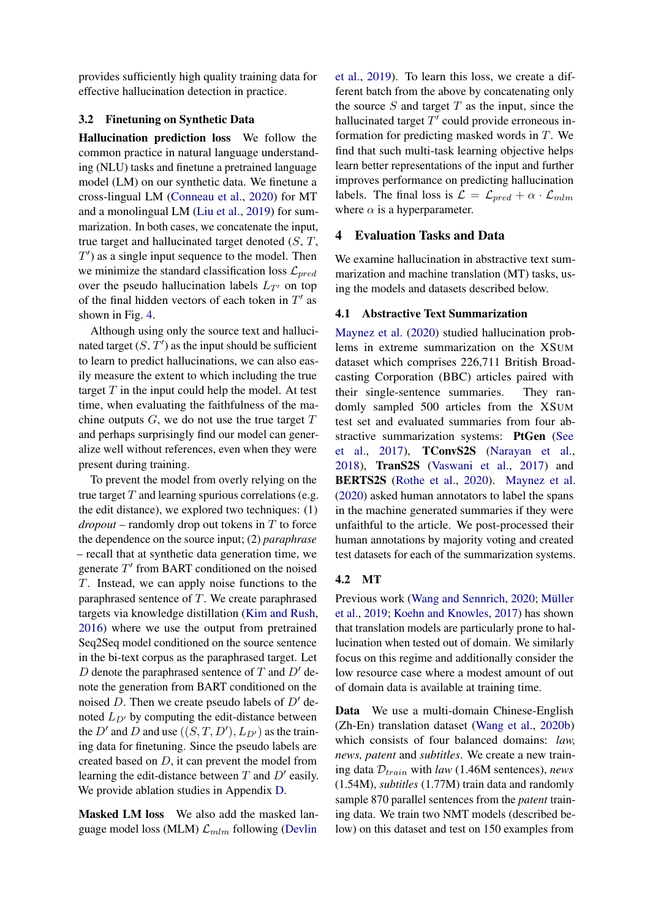provides sufficiently high quality training data for effective hallucination detection in practice.

### 3.2 Finetuning on Synthetic Data

**Hallucination prediction loss** We follow the common practice in natural language understanding (NLU) tasks and finetune a pretrained language model (LM) on our synthetic data. We finetune a cross-lingual LM (Conneau et al., 2020) for MT and a monolingual LM (Liu et al., 2019) for summarization. In both cases, we concatenate the input, true target and hallucinated target denoted ($S$, $T$, $T'$) as a single input sequence to the model. Then we minimize the standard classification loss $\mathcal{L}_{pred}$ over the pseudo hallucination labels $L_{T'}$ on top of the final hidden vectors of each token in $T'$ as shown in Fig. 4.

Although using only the source text and hallucinated target ($S$, $T'$) as the input should be sufficient to learn to predict hallucinations, we can also easily measure the extent to which including the true target $T$ in the input could help the model. At test time, when evaluating the faithfulness of the machine outputs $G$, we do not use the true target $T$ and perhaps surprisingly find our model can generalize well without references, even when they were present during training.

To prevent the model from overly relying on the true target $T$ and learning spurious correlations (e.g. the edit distance), we explored two techniques: (1) *dropout* – randomly drop out tokens in $T$ to force the dependence on the source input; (2) *paraphrase* – recall that at synthetic data generation time, we generate $T'$ from BART conditioned on the noised $T$. Instead, we can apply noise functions to the paraphrased sentence of $T$. We create paraphrased targets via knowledge distillation (Kim and Rush, 2016) where we use the output from pretrained Seq2Seq model conditioned on the source sentence in the bi-text corpus as the paraphrased target. Let $D$ denote the paraphrased sentence of $T$ and $D'$ denote the generation from BART conditioned on the noised $D$. Then we create pseudo labels of $D'$ denoted $L_{D'}$ by computing the edit-distance between the $D'$ and $D$ and use $((S, T, D'), L_{D'})$ as the training data for finetuning. Since the pseudo labels are created based on $D$, it can prevent the model from learning the edit-distance between $T$ and $D'$ easily. We provide ablation studies in Appendix D.

**Masked LM loss** We also add the masked language model loss (MLM) $\mathcal{L}_{mlm}$ following (Devlin et al., 2019). To learn this loss, we create a different batch from the above by concatenating only the source $S$ and target $T$ as the input, since the hallucinated target $T'$ could provide erroneous information for predicting masked words in $T$. We find that such multi-task learning objective helps learn better representations of the input and further improves performance on predicting hallucination labels. The final loss is $\mathcal{L} = \mathcal{L}_{pred} + \alpha \cdot \mathcal{L}_{mlm}$ where $\alpha$ is a hyperparameter.

## 4 Evaluation Tasks and Data

We examine hallucination in abstractive text summarization and machine translation (MT) tasks, using the models and datasets described below.

### 4.1 Abstractive Text Summarization

Maynez et al. (2020) studied hallucination problems in extreme summarization on the XSUM dataset which comprises 226,711 British Broadcasting Corporation (BBC) articles paired with their single-sentence summaries. They randomly sampled 500 articles from the XSUM test set and evaluated summaries from four abstractive summarization systems: **PtGen** (See et al., 2017), **TConvS2S** (Narayan et al., 2018), **TranS2S** (Vaswani et al., 2017) and **BERTS2S** (Rothe et al., 2020). Maynez et al. (2020) asked human annotators to label the spans in the machine generated summaries if they were unfaithful to the article. We post-processed their human annotations by majority voting and created test datasets for each of the summarization systems.

### 4.2 MT

Previous work (Wang and Sennrich, 2020; Müller et al., 2019; Koehn and Knowles, 2017) has shown that translation models are particularly prone to hallucination when tested out of domain. We similarly focus on this regime and additionally consider the low resource case where a modest amount of out of domain data is available at training time.

**Data** We use a multi-domain Chinese-English (Zh-En) translation dataset (Wang et al., 2020b) which consists of four balanced domains: *law, news, patent* and *subtitles*. We create a new training data $\mathcal{D}_{train}$ with *law* (1.46M sentences), *news* (1.54M), *subtitles* (1.77M) train data and randomly sample 870 parallel sentences from the *patent* training data. We train two NMT models (described below) on this dataset and test on 150 examples from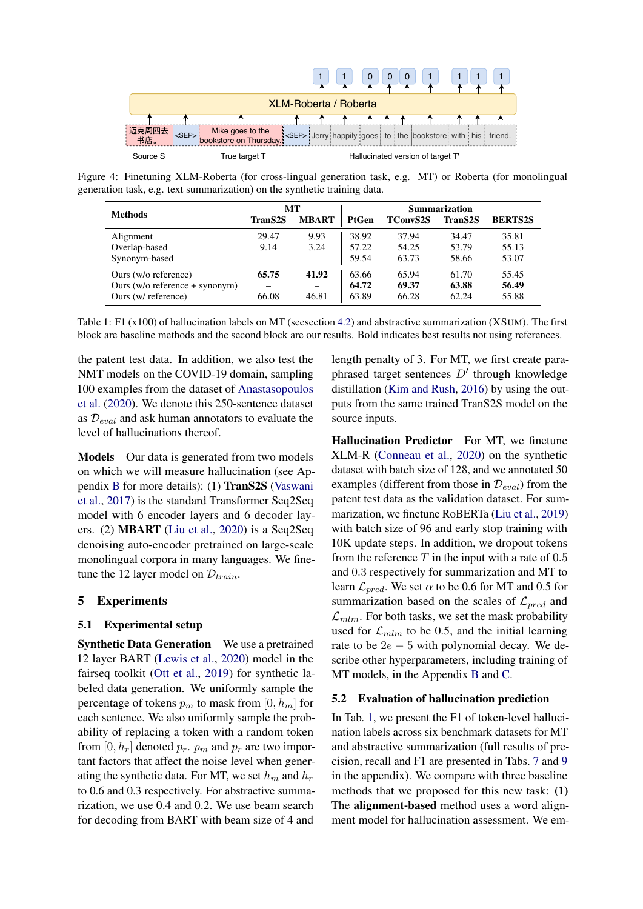Figure 4: Finetuning XLM-Roberta (for cross-lingual generation task, e.g. MT) or Roberta (for monolingual generation task, e.g. text summarization) on the synthetic training data.

| Methods | MT | | Summarization | | | |
|---|---|---|---|---|---|---|
| | TranS2S | MBART | PtGen | TConvS2S | TranS2S | BERTS2S |
| Alignment | 29.47 | 9.93 | 38.92 | 37.94 | 34.47 | 35.81 |
| Overlap-based | 9.14 | 3.24 | 57.22 | 54.25 | 53.79 | 55.13 |
| Synonym-based | – | – | 59.54 | 63.73 | 58.66 | 53.07 |
| Ours (w/o reference) | **65.75** | **41.92** | 63.66 | 65.94 | 61.70 | 55.45 |
| Ours (w/o reference + synonym) | – | – | **64.72** | **69.37** | **63.88** | **56.49** |
| Ours (w/ reference) | 66.08 | 46.81 | 63.89 | 66.28 | 62.24 | 55.88 |

Table 1: F1 (x100) of hallucination labels on MT (seesection 4.2) and abstractive summarization (XSUM). The first block are baseline methods and the second block are our results. Bold indicates best results not using references.

the patent test data. In addition, we also test the NMT models on the COVID-19 domain, sampling 100 examples from the dataset of Anastasopoulos et al. (2020). We denote this 250-sentence dataset as $\mathcal{D}_{eval}$ and ask human annotators to evaluate the level of hallucinations thereof.

**Models** Our data is generated from two models on which we will measure hallucination (see Appendix B for more details): (1) **TranS2S** (Vaswani et al., 2017) is the standard Transformer Seq2Seq model with 6 encoder layers and 6 decoder layers. (2) **MBART** (Liu et al., 2020) is a Seq2Seq denoising auto-encoder pretrained on large-scale monolingual corpora in many languages. We finetune the 12 layer model on $\mathcal{D}_{train}$.

## 5 Experiments

### 5.1 Experimental setup

**Synthetic Data Generation** We use a pretrained 12 layer BART (Lewis et al., 2020) model in the fairseq toolkit (Ott et al., 2019) for synthetic labeled data generation. We uniformly sample the percentage of tokens $p_m$ to mask from $[0, h_m]$ for each sentence. We also uniformly sample the probability of replacing a token with a random token from $[0, h_r]$ denoted $p_r$. $p_m$ and $p_r$ are two important factors that affect the noise level when generating the synthetic data. For MT, we set $h_m$ and $h_r$ to 0.6 and 0.3 respectively. For abstractive summarization, we use 0.4 and 0.2. We use beam search for decoding from BART with beam size of 4 and length penalty of 3. For MT, we first create paraphrased target sentences $D'$ through knowledge distillation (Kim and Rush, 2016) by using the outputs from the same trained TranS2S model on the source inputs.

**Hallucination Predictor** For MT, we finetune XLM-R (Conneau et al., 2020) on the synthetic dataset with batch size of 128, and we annotated 50 examples (different from those in $\mathcal{D}_{eval}$) from the patent test data as the validation dataset. For summarization, we finetune RoBERTa (Liu et al., 2019) with batch size of 96 and early stop training with 10K update steps. In addition, we dropout tokens from the reference $T$ in the input with a rate of $0.5$ and $0.3$ respectively for summarization and MT to learn $\mathcal{L}_{pred}$. We set $\alpha$ to be 0.6 for MT and 0.5 for summarization based on the scales of $\mathcal{L}_{pred}$ and $\mathcal{L}_{mlm}$. For both tasks, we set the mask probability used for $\mathcal{L}_{mlm}$ to be $0.5$, and the initial learning rate to be $2e-5$ with polynomial decay. We describe other hyperparameters, including training of MT models, in the Appendix B and C.

### 5.2 Evaluation of hallucination prediction

In Tab. 1, we present the F1 of token-level hallucination labels across six benchmark datasets for MT and abstractive summarization (full results of precision, recall and F1 are presented in Tabs. 7 and 9 in the appendix). We compare with three baseline methods that we proposed for this new task: **(1)** The **alignment-based** method uses a word alignment model for hallucination assessment. We em-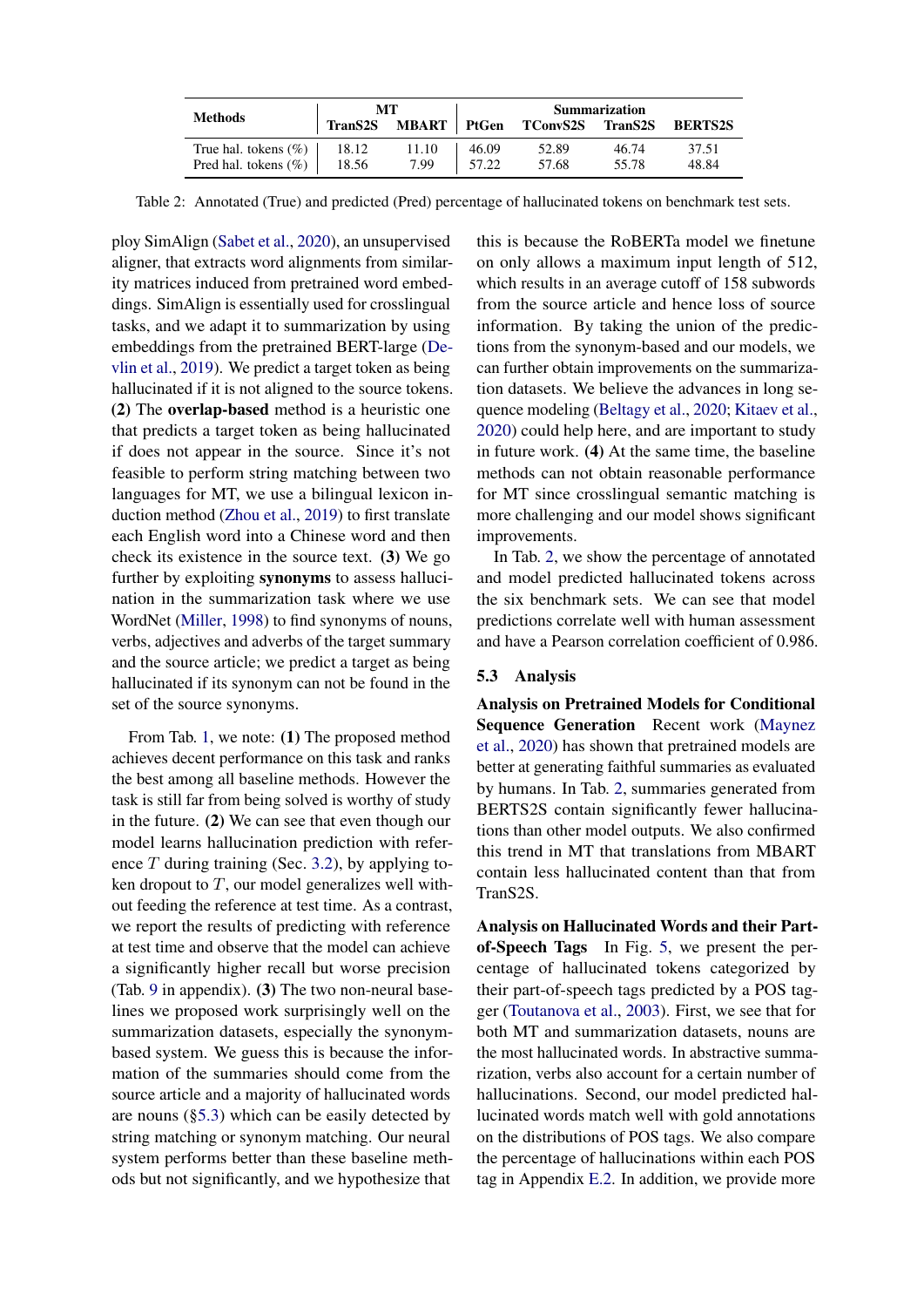| Methods | MT | | Summarization | | | |
|---|---|---|---|---|---|---|
| | TranS2S | MBART | PtGen | TConvS2S | TranS2S | BERTS2S |
| True hal. tokens (%) | 18.12 | 11.10 | 46.09 | 52.89 | 46.74 | 37.51 |
| Pred hal. tokens (%) | 18.56 | 7.99 | 57.22 | 57.68 | 55.78 | 48.84 |

Table 2: Annotated (True) and predicted (Pred) percentage of hallucinated tokens on benchmark test sets.

ploy SimAlign (Sabet et al., 2020), an unsupervised aligner, that extracts word alignments from similarity matrices induced from pretrained word embeddings. SimAlign is essentially used for crosslingual tasks, and we adapt it to summarization by using embeddings from the pretrained BERT-large (Devlin et al., 2019). We predict a target token as being hallucinated if it is not aligned to the source tokens. **(2)** The **overlap-based** method is a heuristic one that predicts a target token as being hallucinated if does not appear in the source. Since it's not feasible to perform string matching between two languages for MT, we use a bilingual lexicon induction method (Zhou et al., 2019) to first translate each English word into a Chinese word and then check its existence in the source text. **(3)** We go further by exploiting **synonyms** to assess hallucination in the summarization task where we use WordNet (Miller, 1998) to find synonyms of nouns, verbs, adjectives and adverbs of the target summary and the source article; we predict a target as being hallucinated if its synonym can not be found in the set of the source synonyms.

From Tab. 1, we note: **(1)** The proposed method achieves decent performance on this task and ranks the best among all baseline methods. However the task is still far from being solved is worthy of study in the future. **(2)** We can see that even though our model learns hallucination prediction with reference $T$ during training (Sec. 3.2), by applying token dropout to $T$, our model generalizes well without feeding the reference at test time. As a contrast, we report the results of predicting with reference at test time and observe that the model can achieve a significantly higher recall but worse precision (Tab. 9 in appendix). **(3)** The two non-neural baselines we proposed work surprisingly well on the summarization datasets, especially the synonym-based system. We guess this is because the information of the summaries should come from the source article and a majority of hallucinated words are nouns (§5.3) which can be easily detected by string matching or synonym matching. Our neural system performs better than these baseline methods but not significantly, and we hypothesize that this is because the RoBERTa model we finetune on only allows a maximum input length of 512, which results in an average cutoff of 158 subwords from the source article and hence loss of source information. By taking the union of the predictions from the synonym-based and our models, we can further obtain improvements on the summarization datasets. We believe the advances in long sequence modeling (Beltagy et al., 2020; Kitaev et al., 2020) could help here, and are important to study in future work. **(4)** At the same time, the baseline methods can not obtain reasonable performance for MT since crosslingual semantic matching is more challenging and our model shows significant improvements.

In Tab. 2, we show the percentage of annotated and model predicted hallucinated tokens across the six benchmark sets. We can see that model predictions correlate well with human assessment and have a Pearson correlation coefficient of 0.986.

### 5.3 Analysis

**Analysis on Pretrained Models for Conditional Sequence Generation** Recent work (Maynez et al., 2020) has shown that pretrained models are better at generating faithful summaries as evaluated by humans. In Tab. 2, summaries generated from BERTS2S contain significantly fewer hallucinations than other model outputs. We also confirmed this trend in MT that translations from MBART contain less hallucinated content than that from TranS2S.

**Analysis on Hallucinated Words and their Part-of-Speech Tags** In Fig. 5, we present the percentage of hallucinated tokens categorized by their part-of-speech tags predicted by a POS tagger (Toutanova et al., 2003). First, we see that for both MT and summarization datasets, nouns are the most hallucinated words. In abstractive summarization, verbs also account for a certain number of hallucinations. Second, our model predicted hallucinated words match well with gold annotations on the distributions of POS tags. We also compare the percentage of hallucinations within each POS tag in Appendix E.2. In addition, we provide more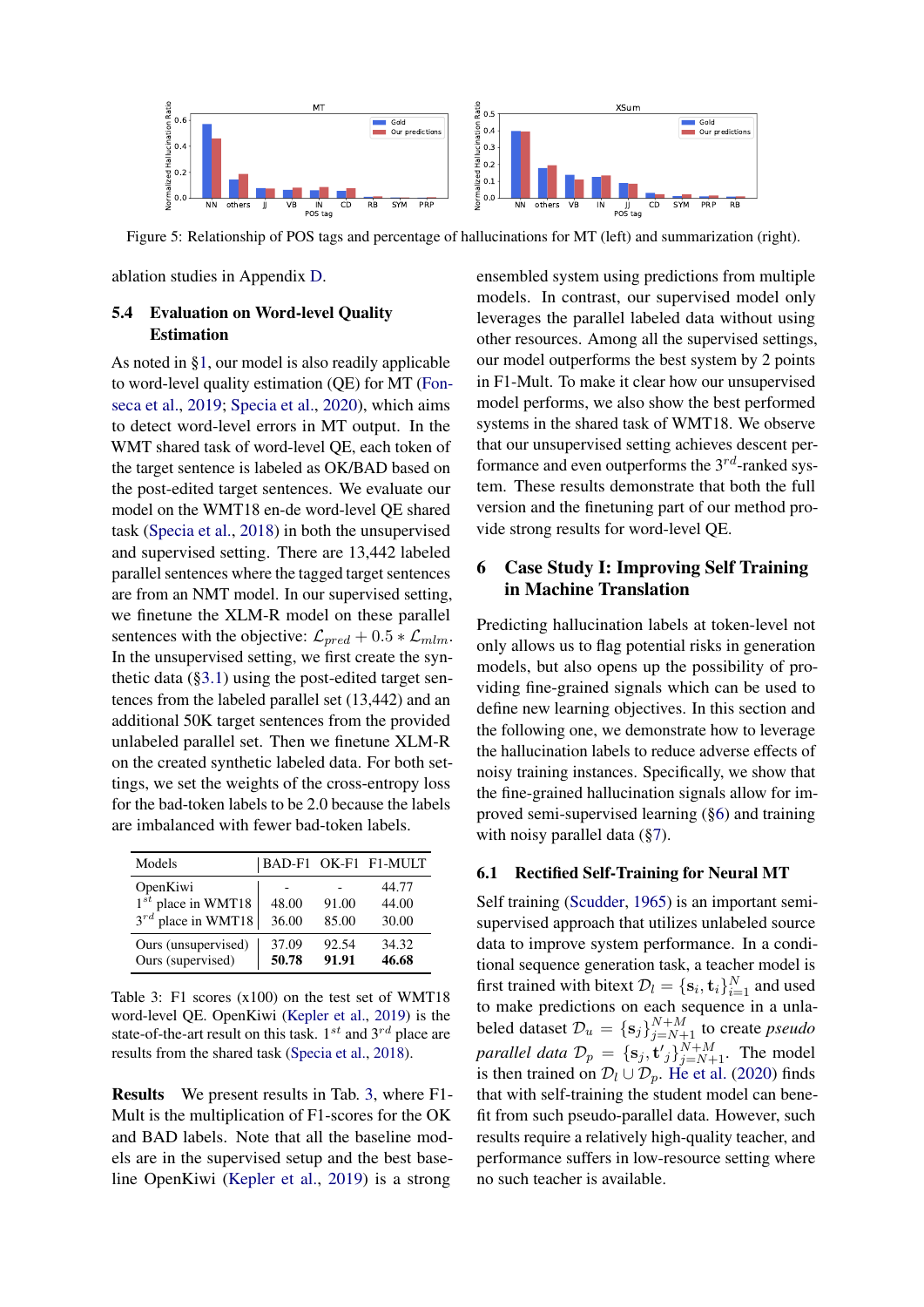Figure 5: Relationship of POS tags and percentage of hallucinations for MT (left) and summarization (right).

ablation studies in Appendix D.

### 5.4 Evaluation on Word-level Quality Estimation

As noted in §1, our model is also readily applicable to word-level quality estimation (QE) for MT (Fonseca et al., 2019; Specia et al., 2020), which aims to detect word-level errors in MT output. In the WMT shared task of word-level QE, each token of the target sentence is labeled as OK/BAD based on the post-edited target sentences. We evaluate our model on the WMT18 en-de word-level QE shared task (Specia et al., 2018) in both the unsupervised and supervised setting. There are 13,442 labeled parallel sentences where the tagged target sentences are from an NMT model. In our supervised setting, we finetune the XLM-R model on these parallel sentences with the objective: $\mathcal{L}_{pred} + 0.5 * \mathcal{L}_{mlm}$. In the unsupervised setting, we first create the synthetic data (§3.1) using the post-edited target sentences from the labeled parallel set (13,442) and an additional 50K target sentences from the provided unlabeled parallel set. Then we finetune XLM-R on the created synthetic labeled data. For both settings, we set the weights of the cross-entropy loss for the bad-token labels to be 2.0 because the labels are imbalanced with fewer bad-token labels.

| Models | BAD-F1 | OK-F1 | F1-MULT |
|---|---|---|---|
| OpenKiwi | - | - | 44.77 |
| $1^{st}$ place in WMT18 | 48.00 | 91.00 | 44.00 |
| $3^{rd}$ place in WMT18 | 36.00 | 85.00 | 30.00 |
| Ours (unsupervised) | 37.09 | 92.54 | 34.32 |
| Ours (supervised) | **50.78** | **91.91** | **46.68** |

Table 3: F1 scores (x100) on the test set of WMT18 word-level QE. OpenKiwi (Kepler et al., 2019) is the state-of-the-art result on this task. $1^{st}$ and $3^{rd}$ place are results from the shared task (Specia et al., 2018).

**Results** We present results in Tab. 3, where F1-Mult is the multiplication of F1-scores for the OK and BAD labels. Note that all the baseline models are in the supervised setup and the best baseline OpenKiwi (Kepler et al., 2019) is a strong ensembled system using predictions from multiple models. In contrast, our supervised model only leverages the parallel labeled data without using other resources. Among all the supervised settings, our model outperforms the best system by 2 points in F1-Mult. To make it clear how our unsupervised model performs, we also show the best performed systems in the shared task of WMT18. We observe that our unsupervised setting achieves descent performance and even outperforms the $3^{rd}$-ranked system. These results demonstrate that both the full version and the finetuning part of our method provide strong results for word-level QE.

## 6 Case Study I: Improving Self Training in Machine Translation

Predicting hallucination labels at token-level not only allows us to flag potential risks in generation models, but also opens up the possibility of providing fine-grained signals which can be used to define new learning objectives. In this section and the following one, we demonstrate how to leverage the hallucination labels to reduce adverse effects of noisy training instances. Specifically, we show that the fine-grained hallucination signals allow for improved semi-supervised learning (§6) and training with noisy parallel data (§7).

### 6.1 Rectified Self-Training for Neural MT

Self training (Scudder, 1965) is an important semi-supervised approach that utilizes unlabeled source data to improve system performance. In a conditional sequence generation task, a teacher model is first trained with bitext $\mathcal{D}_l = \{\mathbf{s}_i, \mathbf{t}_i\}_{i=1}^{N}$ and used to make predictions on each sequence in a unlabeled dataset $\mathcal{D}_u = \{\mathbf{s}_j\}_{j=N+1}^{N+M}$ to create *pseudo parallel data* $\mathcal{D}_p = \{\mathbf{s}_j, \mathbf{t}'_j\}_{j=N+1}^{N+M}$. The model is then trained on $\mathcal{D}_l \cup \mathcal{D}_p$. He et al. (2020) finds that with self-training the student model can benefit from such pseudo-parallel data. However, such results require a relatively high-quality teacher, and performance suffers in low-resource setting where no such teacher is available.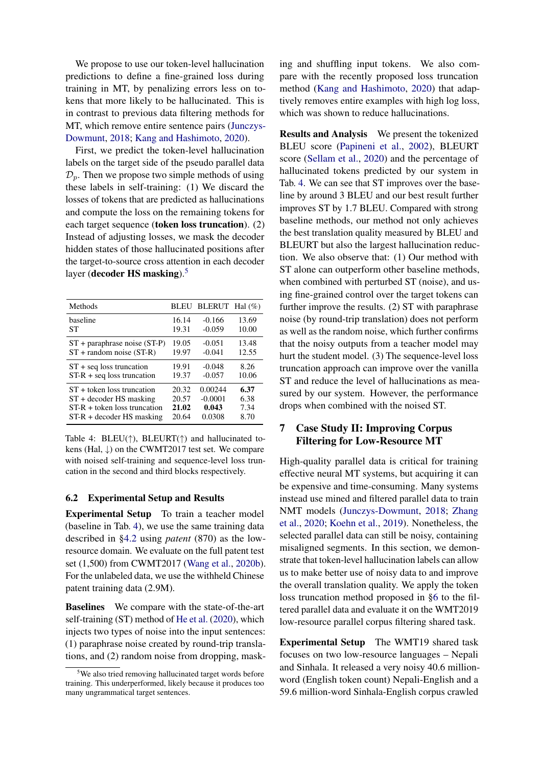We propose to use our token-level hallucination predictions to define a fine-grained loss during training in MT, by penalizing errors less on tokens that more likely to be hallucinated. This is in contrast to previous data filtering methods for MT, which remove entire sentence pairs (Junczys-Dowmunt, 2018; Kang and Hashimoto, 2020).

First, we predict the token-level hallucination labels on the target side of the pseudo parallel data $\mathcal{D}_p$. Then we propose two simple methods of using these labels in self-training: (1) We discard the losses of tokens that are predicted as hallucinations and compute the loss on the remaining tokens for each target sequence (**token loss truncation**). (2) Instead of adjusting losses, we mask the decoder hidden states of those hallucinated positions after the target-to-source cross attention in each decoder layer (**decoder HS masking**).[5]

| Methods | BLEU | BLEURT | Hal (%) |
|---|---|---|---|
| baseline | 16.14 | -0.166 | 13.69 |
| ST | 19.31 | -0.059 | 10.00 |
| ST + paraphrase noise (ST-P) | 19.05 | -0.051 | 13.48 |
| ST + random noise (ST-R) | 19.97 | -0.041 | 12.55 |
| ST + seq loss truncation | 19.91 | -0.048 | 8.26 |
| ST-R + seq loss truncation | 19.37 | -0.057 | 10.06 |
| ST + token loss truncation | 20.32 | 0.00244 | **6.37** |
| ST + decoder HS masking | 20.57 | -0.0001 | 6.38 |
| ST-R + token loss truncation | **21.02** | **0.043** | 7.34 |
| ST-R + decoder HS masking | 20.64 | 0.0308 | 8.70 |

Table 4: BLEU(↑), BLEURT(↑) and hallucinated tokens (Hal, ↓) on the CWMT2017 test set. We compare with noised self-training and sequence-level loss truncation in the second and third blocks respectively.

### 6.2 Experimental Setup and Results

**Experimental Setup** To train a teacher model (baseline in Tab. 4), we use the same training data described in §4.2 using *patent* (870) as the low-resource domain. We evaluate on the full patent test set (1,500) from CWMT2017 (Wang et al., 2020b). For the unlabeled data, we use the withheld Chinese patent training data (2.9M).

**Baselines** We compare with the state-of-the-art self-training (ST) method of He et al. (2020), which injects two types of noise into the input sentences: (1) paraphrase noise created by round-trip translations, and (2) random noise from dropping, masking and shuffling input tokens. We also compare with the recently proposed loss truncation method (Kang and Hashimoto, 2020) that adaptively removes entire examples with high log loss, which was shown to reduce hallucinations.

**Results and Analysis** We present the tokenized BLEU score (Papineni et al., 2002), BLEURT score (Sellam et al., 2020) and the percentage of hallucinated tokens predicted by our system in Tab. 4. We can see that ST improves over the baseline by around 3 BLEU and our best result further improves ST by 1.7 BLEU. Compared with strong baseline methods, our method not only achieves the best translation quality measured by BLEU and BLEURT but also the largest hallucination reduction. We also observe that: (1) Our method with ST alone can outperform other baseline methods, when combined with perturbed ST (noise), and using fine-grained control over the target tokens can further improve the results. (2) ST with paraphrase noise (by round-trip translation) does not perform as well as the random noise, which further confirms that the noisy outputs from a teacher model may hurt the student model. (3) The sequence-level loss truncation approach can improve over the vanilla ST and reduce the level of hallucinations as measured by our system. However, the performance drops when combined with the noised ST.

## 7 Case Study II: Improving Corpus Filtering for Low-Resource MT

High-quality parallel data is critical for training effective neural MT systems, but acquiring it can be expensive and time-consuming. Many systems instead use mined and filtered parallel data to train NMT models (Junczys-Dowmunt, 2018; Zhang et al., 2020; Koehn et al., 2019). Nonetheless, the selected parallel data can still be noisy, containing misaligned segments. In this section, we demonstrate that token-level hallucination labels can allow us to make better use of noisy data to and improve the overall translation quality. We apply the token loss truncation method proposed in §6 to the filtered parallel data and evaluate it on the WMT2019 low-resource parallel corpus filtering shared task.

**Experimental Setup** The WMT19 shared task focuses on two low-resource languages – Nepali and Sinhala. It released a very noisy 40.6 million-word (English token count) Nepali-English and a 59.6 million-word Sinhala-English corpus crawled

[5] We also tried removing hallucinated target words before training. This underperformed, likely because it produces too many ungrammatical target sentences.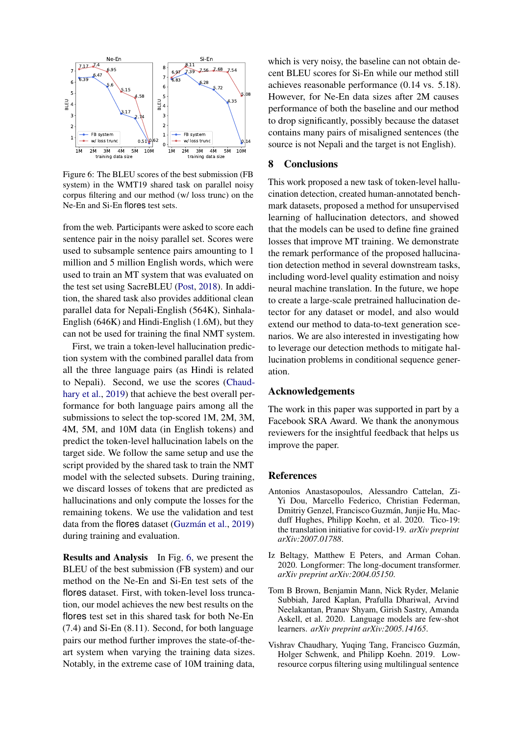Figure 6: The BLEU scores of the best submission (FB system) in the WMT19 shared task on parallel noisy corpus filtering and our method (w/ loss trunc) on the Ne-En and Si-En flores test sets.

from the web. Participants were asked to score each sentence pair in the noisy parallel set. Scores were used to subsample sentence pairs amounting to 1 million and 5 million English words, which were used to train an MT system that was evaluated on the test set using SacreBLEU (Post, 2018). In addition, the shared task also provides additional clean parallel data for Nepali-English (564K), Sinhala-English (646K) and Hindi-English (1.6M), but they can not be used for training the final NMT system.

First, we train a token-level hallucination prediction system with the combined parallel data from all the three language pairs (as Hindi is related to Nepali). Second, we use the scores (Chaudhary et al., 2019) that achieve the best overall performance for both language pairs among all the submissions to select the top-scored 1M, 2M, 3M, 4M, 5M, and 10M data (in English tokens) and predict the token-level hallucination labels on the target side. We follow the same setup and use the script provided by the shared task to train the NMT model with the selected subsets. During training, we discard losses of tokens that are predicted as hallucinations and only compute the losses for the remaining tokens. We use the validation and test data from the flores dataset (Guzmán et al., 2019) during training and evaluation.

**Results and Analysis** In Fig. 6, we present the BLEU of the best submission (FB system) and our method on the Ne-En and Si-En test sets of the flores dataset. First, with token-level loss truncation, our model achieves the new best results on the flores test set in this shared task for both Ne-En (7.4) and Si-En (8.11). Second, for both language pairs our method further improves the state-of-the-art system when varying the training data sizes. Notably, in the extreme case of 10M training data, which is very noisy, the baseline can not obtain decent BLEU scores for Si-En while our method still achieves reasonable performance (0.14 vs. 5.18). However, for Ne-En data sizes after 2M causes performance of both the baseline and our method to drop significantly, possibly because the dataset contains many pairs of misaligned sentences (the source is not Nepali and the target is not English).

## 8 Conclusions

This work proposed a new task of token-level hallucination detection, created human-annotated benchmark datasets, proposed a method for unsupervised learning of hallucination detectors, and showed that the models can be used to define fine grained losses that improve MT training. We demonstrate the remark performance of the proposed hallucination detection method in several downstream tasks, including word-level quality estimation and noisy neural machine translation. In the future, we hope to create a large-scale pretrained hallucination detector for any dataset or model, and also would extend our method to data-to-text generation scenarios. We are also interested in investigating how to leverage our detection methods to mitigate hallucination problems in conditional sequence generation.

## Acknowledgements

The work in this paper was supported in part by a Facebook SRA Award. We thank the anonymous reviewers for the insightful feedback that helps us improve the paper.

## References

Antonios Anastasopoulos, Alessandro Cattelan, Zi-Yi Dou, Marcello Federico, Christian Federman, Dmitriy Genzel, Francisco Guzmán, Junjie Hu, Macduff Hughes, Philipp Koehn, et al. 2020. Tico-19: the translation initiative for covid-19. *arXiv preprint arXiv:2007.01788*.

Iz Beltagy, Matthew E Peters, and Arman Cohan. 2020. Longformer: The long-document transformer. *arXiv preprint arXiv:2004.05150*.

Tom B Brown, Benjamin Mann, Nick Ryder, Melanie Subbiah, Jared Kaplan, Prafulla Dhariwal, Arvind Neelakantan, Pranav Shyam, Girish Sastry, Amanda Askell, et al. 2020. Language models are few-shot learners. *arXiv preprint arXiv:2005.14165*.

Vishrav Chaudhary, Yuqing Tang, Francisco Guzmán, Holger Schwenk, and Philipp Koehn. 2019. Low-resource corpus filtering using multilingual sentence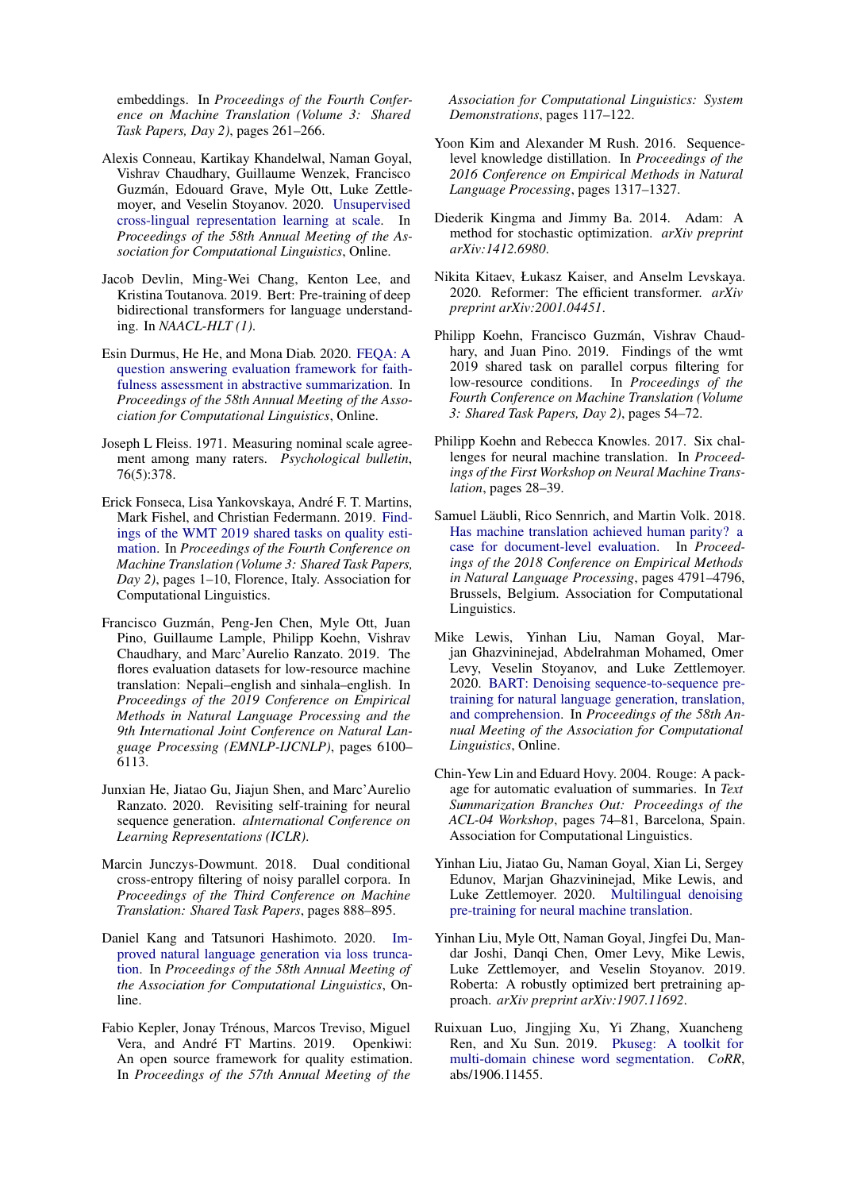embeddings. In *Proceedings of the Fourth Conference on Machine Translation (Volume 3: Shared Task Papers, Day 2)*, pages 261–266.

Alexis Conneau, Kartikay Khandelwal, Naman Goyal, Vishrav Chaudhary, Guillaume Wenzek, Francisco Guzmán, Edouard Grave, Myle Ott, Luke Zettlemoyer, and Veselin Stoyanov. 2020. Unsupervised cross-lingual representation learning at scale. In *Proceedings of the 58th Annual Meeting of the Association for Computational Linguistics*, Online.

Jacob Devlin, Ming-Wei Chang, Kenton Lee, and Kristina Toutanova. 2019. Bert: Pre-training of deep bidirectional transformers for language understanding. In *NAACL-HLT (1)*.

Esin Durmus, He He, and Mona Diab. 2020. FEQA: A question answering evaluation framework for faithfulness assessment in abstractive summarization. In *Proceedings of the 58th Annual Meeting of the Association for Computational Linguistics*, Online.

Joseph L Fleiss. 1971. Measuring nominal scale agreement among many raters. *Psychological bulletin*, 76(5):378.

Erick Fonseca, Lisa Yankovskaya, André F. T. Martins, Mark Fishel, and Christian Federmann. 2019. Findings of the WMT 2019 shared tasks on quality estimation. In *Proceedings of the Fourth Conference on Machine Translation (Volume 3: Shared Task Papers, Day 2)*, pages 1–10, Florence, Italy. Association for Computational Linguistics.

Francisco Guzmán, Peng-Jen Chen, Myle Ott, Juan Pino, Guillaume Lample, Philipp Koehn, Vishrav Chaudhary, and Marc'Aurelio Ranzato. 2019. The flores evaluation datasets for low-resource machine translation: Nepali–english and sinhala–english. In *Proceedings of the 2019 Conference on Empirical Methods in Natural Language Processing and the 9th International Joint Conference on Natural Language Processing (EMNLP-IJCNLP)*, pages 6100–6113.

Junxian He, Jiatao Gu, Jiajun Shen, and Marc'Aurelio Ranzato. 2020. Revisiting self-training for neural sequence generation. *aInternational Conference on Learning Representations (ICLR)*.

Marcin Junczys-Dowmunt. 2018. Dual conditional cross-entropy filtering of noisy parallel corpora. In *Proceedings of the Third Conference on Machine Translation: Shared Task Papers*, pages 888–895.

Daniel Kang and Tatsunori Hashimoto. 2020. Improved natural language generation via loss truncation. In *Proceedings of the 58th Annual Meeting of the Association for Computational Linguistics*, Online.

Fabio Kepler, Jonay Trénous, Marcos Treviso, Miguel Vera, and André FT Martins. 2019. Openkiwi: An open source framework for quality estimation. In *Proceedings of the 57th Annual Meeting of the Association for Computational Linguistics: System Demonstrations*, pages 117–122.

Yoon Kim and Alexander M Rush. 2016. Sequence-level knowledge distillation. In *Proceedings of the 2016 Conference on Empirical Methods in Natural Language Processing*, pages 1317–1327.

Diederik Kingma and Jimmy Ba. 2014. Adam: A method for stochastic optimization. *arXiv preprint arXiv:1412.6980*.

Nikita Kitaev, Łukasz Kaiser, and Anselm Levskaya. 2020. Reformer: The efficient transformer. *arXiv preprint arXiv:2001.04451*.

Philipp Koehn, Francisco Guzmán, Vishrav Chaudhary, and Juan Pino. 2019. Findings of the wmt 2019 shared task on parallel corpus filtering for low-resource conditions. In *Proceedings of the Fourth Conference on Machine Translation (Volume 3: Shared Task Papers, Day 2)*, pages 54–72.

Philipp Koehn and Rebecca Knowles. 2017. Six challenges for neural machine translation. In *Proceedings of the First Workshop on Neural Machine Translation*, pages 28–39.

Samuel Läubli, Rico Sennrich, and Martin Volk. 2018. Has machine translation achieved human parity? a case for document-level evaluation. In *Proceedings of the 2018 Conference on Empirical Methods in Natural Language Processing*, pages 4791–4796, Brussels, Belgium. Association for Computational Linguistics.

Mike Lewis, Yinhan Liu, Naman Goyal, Marjan Ghazvininejad, Abdelrahman Mohamed, Omer Levy, Veselin Stoyanov, and Luke Zettlemoyer. 2020. BART: Denoising sequence-to-sequence pre-training for natural language generation, translation, and comprehension. In *Proceedings of the 58th Annual Meeting of the Association for Computational Linguistics*, Online.

Chin-Yew Lin and Eduard Hovy. 2004. Rouge: A package for automatic evaluation of summaries. In *Text Summarization Branches Out: Proceedings of the ACL-04 Workshop*, pages 74–81, Barcelona, Spain. Association for Computational Linguistics.

Yinhan Liu, Jiatao Gu, Naman Goyal, Xian Li, Sergey Edunov, Marjan Ghazvininejad, Mike Lewis, and Luke Zettlemoyer. 2020. Multilingual denoising pre-training for neural machine translation.

Yinhan Liu, Myle Ott, Naman Goyal, Jingfei Du, Mandar Joshi, Danqi Chen, Omer Levy, Mike Lewis, Luke Zettlemoyer, and Veselin Stoyanov. 2019. Roberta: A robustly optimized bert pretraining approach. *arXiv preprint arXiv:1907.11692*.

Ruixuan Luo, Jingjing Xu, Yi Zhang, Xuancheng Ren, and Xu Sun. 2019. Pkuseg: A toolkit for multi-domain chinese word segmentation. *CoRR*, abs/1906.11455.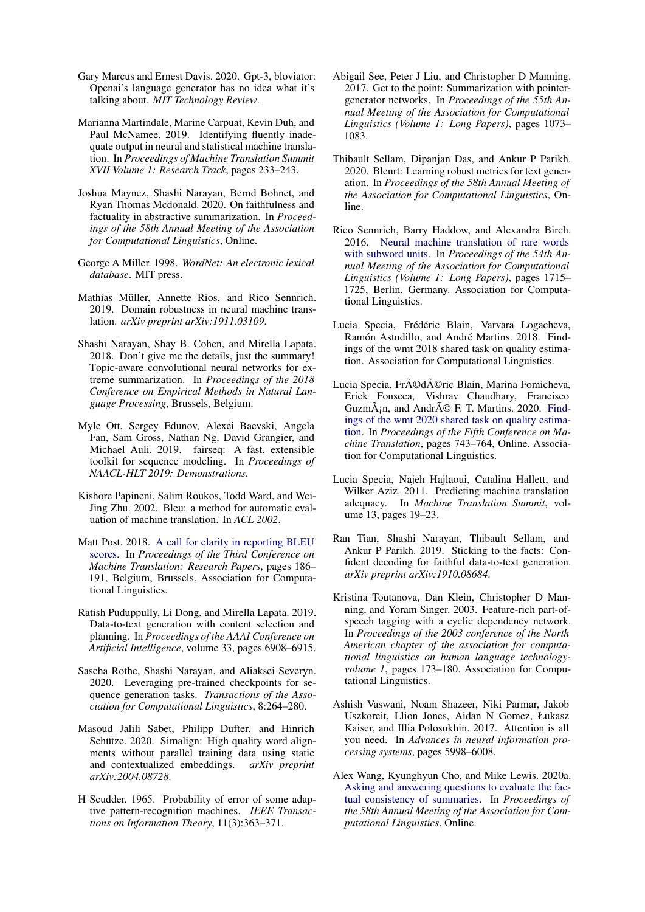Gary Marcus and Ernest Davis. 2020. Gpt-3, bloviator: Openai's language generator has no idea what it's talking about. *MIT Technology Review*.

Marianna Martindale, Marine Carpuat, Kevin Duh, and Paul McNamee. 2019. Identifying fluently inadequate output in neural and statistical machine translation. In *Proceedings of Machine Translation Summit XVII Volume 1: Research Track*, pages 233–243.

Joshua Maynez, Shashi Narayan, Bernd Bohnet, and Ryan Thomas Mcdonald. 2020. On faithfulness and factuality in abstractive summarization. In *Proceedings of the 58th Annual Meeting of the Association for Computational Linguistics*, Online.

George A Miller. 1998. *WordNet: An electronic lexical database*. MIT press.

Mathias Müller, Annette Rios, and Rico Sennrich. 2019. Domain robustness in neural machine translation. *arXiv preprint arXiv:1911.03109*.

Shashi Narayan, Shay B. Cohen, and Mirella Lapata. 2018. Don't give me the details, just the summary! Topic-aware convolutional neural networks for extreme summarization. In *Proceedings of the 2018 Conference on Empirical Methods in Natural Language Processing*, Brussels, Belgium.

Myle Ott, Sergey Edunov, Alexei Baevski, Angela Fan, Sam Gross, Nathan Ng, David Grangier, and Michael Auli. 2019. fairseq: A fast, extensible toolkit for sequence modeling. In *Proceedings of NAACL-HLT 2019: Demonstrations*.

Kishore Papineni, Salim Roukos, Todd Ward, and Wei-Jing Zhu. 2002. Bleu: a method for automatic evaluation of machine translation. In *ACL 2002*.

Matt Post. 2018. A call for clarity in reporting BLEU scores. In *Proceedings of the Third Conference on Machine Translation: Research Papers*, pages 186–191, Belgium, Brussels. Association for Computational Linguistics.

Ratish Puduppully, Li Dong, and Mirella Lapata. 2019. Data-to-text generation with content selection and planning. In *Proceedings of the AAAI Conference on Artificial Intelligence*, volume 33, pages 6908–6915.

Sascha Rothe, Shashi Narayan, and Aliaksei Severyn. 2020. Leveraging pre-trained checkpoints for sequence generation tasks. *Transactions of the Association for Computational Linguistics*, 8:264–280.

Masoud Jalili Sabet, Philipp Dufter, and Hinrich Schütze. 2020. Simalign: High quality word alignments without parallel training data using static and contextualized embeddings. *arXiv preprint arXiv:2004.08728*.

H Scudder. 1965. Probability of error of some adaptive pattern-recognition machines. *IEEE Transactions on Information Theory*, 11(3):363–371.

Abigail See, Peter J Liu, and Christopher D Manning. 2017. Get to the point: Summarization with pointer-generator networks. In *Proceedings of the 55th Annual Meeting of the Association for Computational Linguistics (Volume 1: Long Papers)*, pages 1073–1083.

Thibault Sellam, Dipanjan Das, and Ankur P Parikh. 2020. Bleurt: Learning robust metrics for text generation. In *Proceedings of the 58th Annual Meeting of the Association for Computational Linguistics*, Online.

Rico Sennrich, Barry Haddow, and Alexandra Birch. 2016. Neural machine translation of rare words with subword units. In *Proceedings of the 54th Annual Meeting of the Association for Computational Linguistics (Volume 1: Long Papers)*, pages 1715–1725, Berlin, Germany. Association for Computational Linguistics.

Lucia Specia, Frédéric Blain, Varvara Logacheva, Ramón Astudillo, and André Martins. 2018. Findings of the wmt 2018 shared task on quality estimation. Association for Computational Linguistics.

Lucia Specia, FrÃ©dÃ©ric Blain, Marina Fomicheva, Erick Fonseca, Vishrav Chaudhary, Francisco GuzmÃ¡n, and AndrÃ© F. T. Martins. 2020. Findings of the wmt 2020 shared task on quality estimation. In *Proceedings of the Fifth Conference on Machine Translation*, pages 743–764, Online. Association for Computational Linguistics.

Lucia Specia, Najeh Hajlaoui, Catalina Hallett, and Wilker Aziz. 2011. Predicting machine translation adequacy. In *Machine Translation Summit*, volume 13, pages 19–23.

Ran Tian, Shashi Narayan, Thibault Sellam, and Ankur P Parikh. 2019. Sticking to the facts: Confident decoding for faithful data-to-text generation. *arXiv preprint arXiv:1910.08684*.

Kristina Toutanova, Dan Klein, Christopher D Manning, and Yoram Singer. 2003. Feature-rich part-of-speech tagging with a cyclic dependency network. In *Proceedings of the 2003 conference of the North American chapter of the association for computational linguistics on human language technology-volume 1*, pages 173–180. Association for Computational Linguistics.

Ashish Vaswani, Noam Shazeer, Niki Parmar, Jakob Uszkoreit, Llion Jones, Aidan N Gomez, Łukasz Kaiser, and Illia Polosukhin. 2017. Attention is all you need. In *Advances in neural information processing systems*, pages 5998–6008.

Alex Wang, Kyunghyun Cho, and Mike Lewis. 2020a. Asking and answering questions to evaluate the factual consistency of summaries. In *Proceedings of the 58th Annual Meeting of the Association for Computational Linguistics*, Online.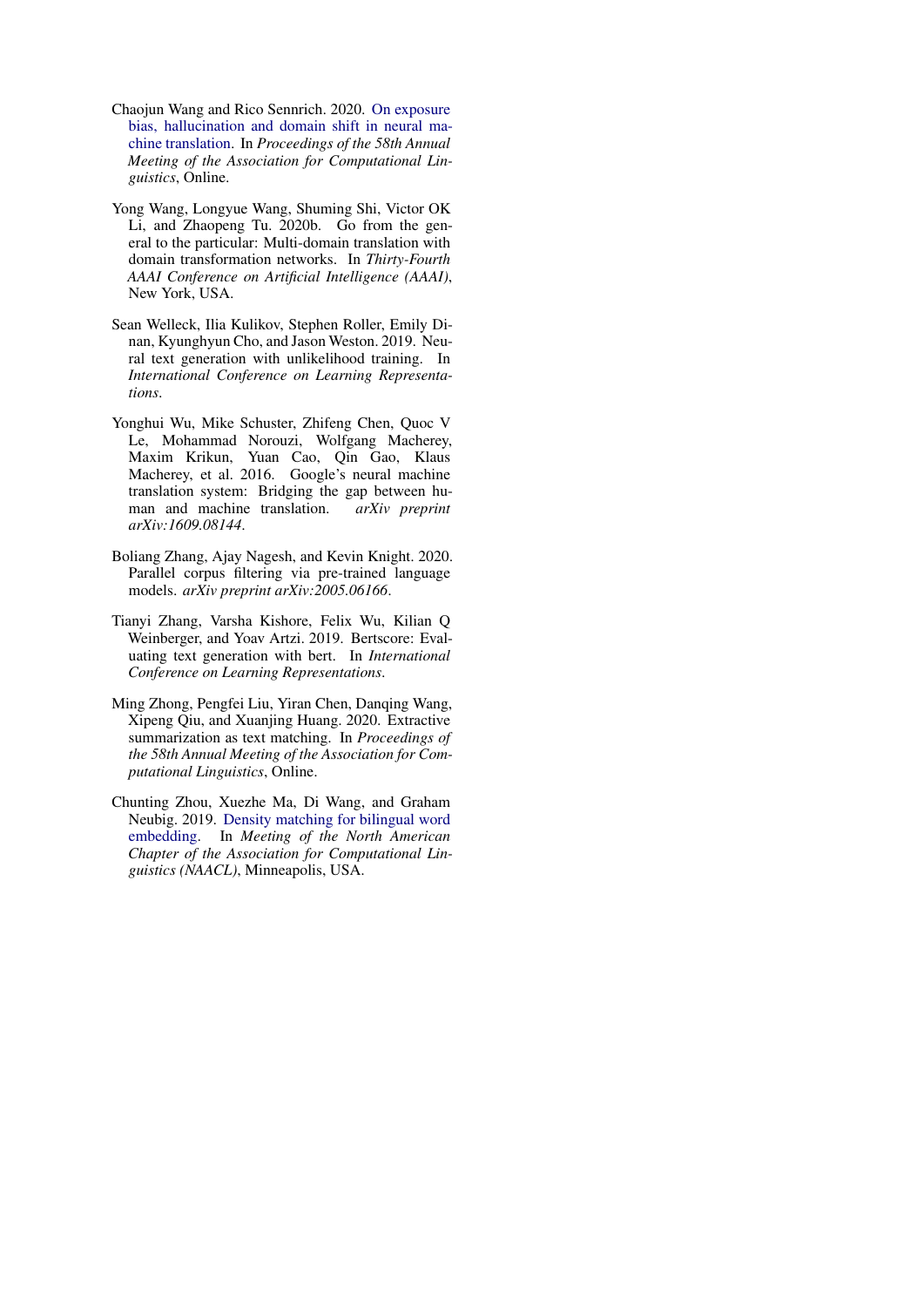Chaojun Wang and Rico Sennrich. 2020. On exposure bias, hallucination and domain shift in neural machine translation. In *Proceedings of the 58th Annual Meeting of the Association for Computational Linguistics*, Online.

Yong Wang, Longyue Wang, Shuming Shi, Victor OK Li, and Zhaopeng Tu. 2020b. Go from the general to the particular: Multi-domain translation with domain transformation networks. In *Thirty-Fourth AAAI Conference on Artificial Intelligence (AAAI)*, New York, USA.

Sean Welleck, Ilia Kulikov, Stephen Roller, Emily Dinan, Kyunghyun Cho, and Jason Weston. 2019. Neural text generation with unlikelihood training. In *International Conference on Learning Representations*.

Yonghui Wu, Mike Schuster, Zhifeng Chen, Quoc V Le, Mohammad Norouzi, Wolfgang Macherey, Maxim Krikun, Yuan Cao, Qin Gao, Klaus Macherey, et al. 2016. Google's neural machine translation system: Bridging the gap between human and machine translation. *arXiv preprint arXiv:1609.08144*.

Boliang Zhang, Ajay Nagesh, and Kevin Knight. 2020. Parallel corpus filtering via pre-trained language models. *arXiv preprint arXiv:2005.06166*.

Tianyi Zhang, Varsha Kishore, Felix Wu, Kilian Q Weinberger, and Yoav Artzi. 2019. Bertscore: Evaluating text generation with bert. In *International Conference on Learning Representations*.

Ming Zhong, Pengfei Liu, Yiran Chen, Danqing Wang, Xipeng Qiu, and Xuanjing Huang. 2020. Extractive summarization as text matching. In *Proceedings of the 58th Annual Meeting of the Association for Computational Linguistics*, Online.

Chunting Zhou, Xuezhe Ma, Di Wang, and Graham Neubig. 2019. Density matching for bilingual word embedding. In *Meeting of the North American Chapter of the Association for Computational Linguistics (NAACL)*, Minneapolis, USA.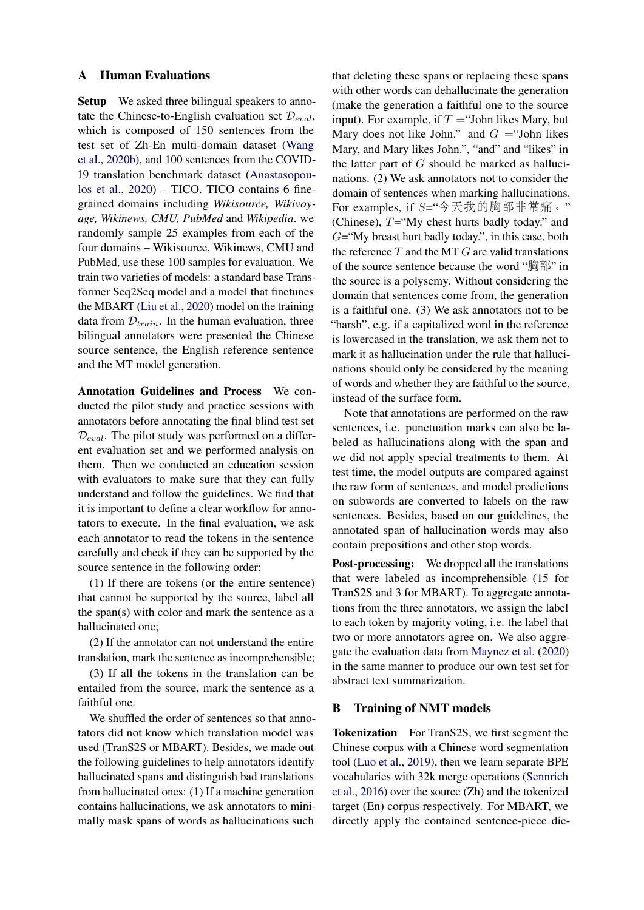## A Human Evaluations

**Setup** We asked three bilingual speakers to annotate the Chinese-to-English evaluation set $\mathcal{D}_{eval}$, which is composed of 150 sentences from the test set of Zh-En multi-domain dataset (Wang et al., 2020b), and 100 sentences from the COVID-19 translation benchmark dataset (Anastasopoulos et al., 2020) – TICO. TICO contains 6 fine-grained domains including *Wikisource, Wikivoyage, Wikinews, CMU, PubMed* and *Wikipedia*. we randomly sample 25 examples from each of the four domains – Wikisource, Wikinews, CMU and PubMed, use these 100 samples for evaluation. We train two varieties of models: a standard base Transformer Seq2Seq model and a model that finetunes the MBART (Liu et al., 2020) model on the training data from $\mathcal{D}_{train}$. In the human evaluation, three bilingual annotators were presented the Chinese source sentence, the English reference sentence and the MT model generation.

**Annotation Guidelines and Process** We conducted the pilot study and practice sessions with annotators before annotating the final blind test set $\mathcal{D}_{eval}$. The pilot study was performed on a different evaluation set and we performed analysis on them. Then we conducted an education session with evaluators to make sure that they can fully understand and follow the guidelines. We find that it is important to define a clear workflow for annotators to execute. In the final evaluation, we ask each annotator to read the tokens in the sentence carefully and check if they can be supported by the source sentence in the following order:

(1) If there are tokens (or the entire sentence) that cannot be supported by the source, label all the span(s) with color and mark the sentence as a hallucinated one;

(2) If the annotator can not understand the entire translation, mark the sentence as incomprehensible;

(3) If all the tokens in the translation can be entailed from the source, mark the sentence as a faithful one.

We shuffled the order of sentences so that annotators did not know which translation model was used (TranS2S or MBART). Besides, we made out the following guidelines to help annotators identify hallucinated spans and distinguish bad translations from hallucinated ones: (1) If a machine generation contains hallucinations, we ask annotators to minimally mask spans of words as hallucinations such that deleting these spans or replacing these spans with other words can dehallucinate the generation (make the generation a faithful one to the source input). For example, if $T$ ="John likes Mary, but Mary does not like John." and $G$ ="John likes Mary, and Mary likes John.", "and" and "likes" in the latter part of $G$ should be marked as hallucinations. (2) We ask annotators not to consider the domain of sentences when marking hallucinations. For examples, if $S$="今天我的胸部非常痛。" (Chinese), $T$="My chest hurts badly today." and $G$="My breast hurt badly today.", in this case, both the reference $T$ and the MT $G$ are valid translations of the source sentence because the word "胸部" in the source is a polysemy. Without considering the domain that sentences come from, the generation is a faithful one. (3) We ask annotators not to be "harsh", e.g. if a capitalized word in the reference is lowercased in the translation, we ask them not to mark it as hallucination under the rule that hallucinations should only be considered by the meaning of words and whether they are faithful to the source, instead of the surface form.

Note that annotations are performed on the raw sentences, i.e. punctuation marks can also be labeled as hallucinations along with the span and we did not apply special treatments to them. At test time, the model outputs are compared against the raw form of sentences, and model predictions on subwords are converted to labels on the raw sentences. Besides, based on our guidelines, the annotated span of hallucination words may also contain prepositions and other stop words.

**Post-processing:** We dropped all the translations that were labeled as incomprehensible (15 for TranS2S and 3 for MBART). To aggregate annotations from the three annotators, we assign the label to each token by majority voting, i.e. the label that two or more annotators agree on. We also aggregate the evaluation data from Maynez et al. (2020) in the same manner to produce our own test set for abstract text summarization.

## B Training of NMT models

**Tokenization** For TranS2S, we first segment the Chinese corpus with a Chinese word segmentation tool (Luo et al., 2019), then we learn separate BPE vocabularies with 32k merge operations (Sennrich et al., 2016) over the source (Zh) and the tokenized target (En) corpus respectively. For MBART, we directly apply the contained sentence-piece dic-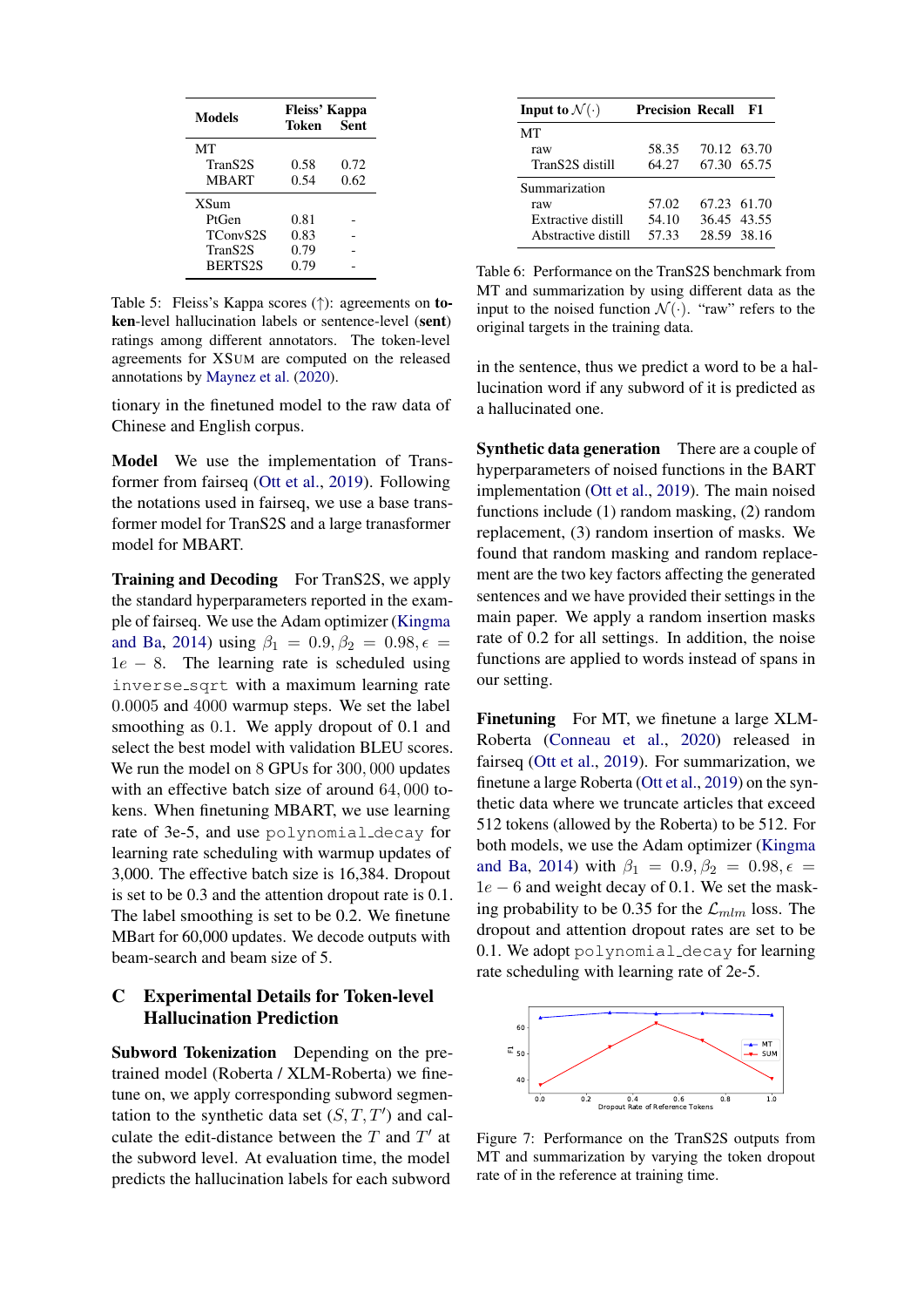| Models | Fleiss' Kappa Token | Sent |
|---|---|---|
| MT | | |
| TranS2S | 0.58 | 0.72 |
| MBART | 0.54 | 0.62 |
| XSum | | |
| PtGen | 0.81 | - |
| TConvS2S | 0.83 | - |
| TranS2S | 0.79 | - |
| BERTS2S | 0.79 | - |

Table 5: Fleiss's Kappa scores (↑): agreements on **token**-level hallucination labels or sentence-level (**sent**) ratings among different annotators. The token-level agreements for XSum are computed on the released annotations by Maynez et al. (2020).

tionary in the finetuned model to the raw data of Chinese and English corpus.

**Model** We use the implementation of Transformer from fairseq (Ott et al., 2019). Following the notations used in fairseq, we use a base transformer model for TranS2S and a large transaformer model for MBART.

**Training and Decoding** For TranS2S, we apply the standard hyperparameters reported in the example of fairseq. We use the Adam optimizer (Kingma and Ba, 2014) using $\beta_1 = 0.9, \beta_2 = 0.98, \epsilon = 1e-8$. The learning rate is scheduled using `inverse_sqrt` with a maximum learning rate $0.0005$ and $4000$ warmup steps. We set the label smoothing as $0.1$. We apply dropout of 0.1 and select the best model with validation BLEU scores. We run the model on $8$ GPUs for $300,000$ updates with an effective batch size of around $64,000$ tokens. When finetuning MBART, we use learning rate of 3e-5, and use `polynomial_decay` for learning rate scheduling with warmup updates of 3,000. The effective batch size is 16,384. Dropout is set to be 0.3 and the attention dropout rate is 0.1. The label smoothing is set to be 0.2. We finetune MBart for 60,000 updates. We decode outputs with beam-search and beam size of 5.

## C Experimental Details for Token-level Hallucination Prediction

**Subword Tokenization** Depending on the pretrained model (Roberta / XLM-Roberta) we finetune on, we apply corresponding subword segmentation to the synthetic data set $(S, T, T')$ and calculate the edit-distance between the $T$ and $T'$ at the subword level. At evaluation time, the model predicts the hallucination labels for each subword in the sentence, thus we predict a word to be a hallucination word if any subword of it is predicted as a hallucinated one.

| Input to $\mathcal{N}(\cdot)$ | Precision | Recall | F1 |
|---|---|---|---|
| MT | | | |
| raw | 58.35 | 70.12 | 63.70 |
| TranS2S distill | 64.27 | 67.30 | 65.75 |
| Summarization | | | |
| raw | 57.02 | 67.23 | 61.70 |
| Extractive distill | 54.10 | 36.45 | 43.55 |
| Abstractive distill | 57.33 | 28.59 | 38.16 |

Table 6: Performance on the TranS2S benchmark from MT and summarization by using different data as the input to the noised function $\mathcal{N}(\cdot)$. "raw" refers to the original targets in the training data.

**Synthetic data generation** There are a couple of hyperparameters of noised functions in the BART implementation (Ott et al., 2019). The main noised functions include (1) random masking, (2) random replacement, (3) random insertion of masks. We found that random masking and random replacement are the two key factors affecting the generated sentences and we have provided their settings in the main paper. We apply a random insertion masks rate of 0.2 for all settings. In addition, the noise functions are applied to words instead of spans in our setting.

**Finetuning** For MT, we finetune a large XLM-Roberta (Conneau et al., 2020) released in fairseq (Ott et al., 2019). For summarization, we finetune a large Roberta (Ott et al., 2019) on the synthetic data where we truncate articles that exceed 512 tokens (allowed by the Roberta) to be 512. For both models, we use the Adam optimizer (Kingma and Ba, 2014) with $\beta_1 = 0.9, \beta_2 = 0.98, \epsilon = 1e-6$ and weight decay of 0.1. We set the masking probability to be 0.35 for the $\mathcal{L}_{mlm}$ loss. The dropout and attention dropout rates are set to be 0.1. We adopt `polynomial_decay` for learning rate scheduling with learning rate of 2e-5.

Figure 7: Performance on the TranS2S outputs from MT and summarization by varying the token dropout rate of in the reference at training time.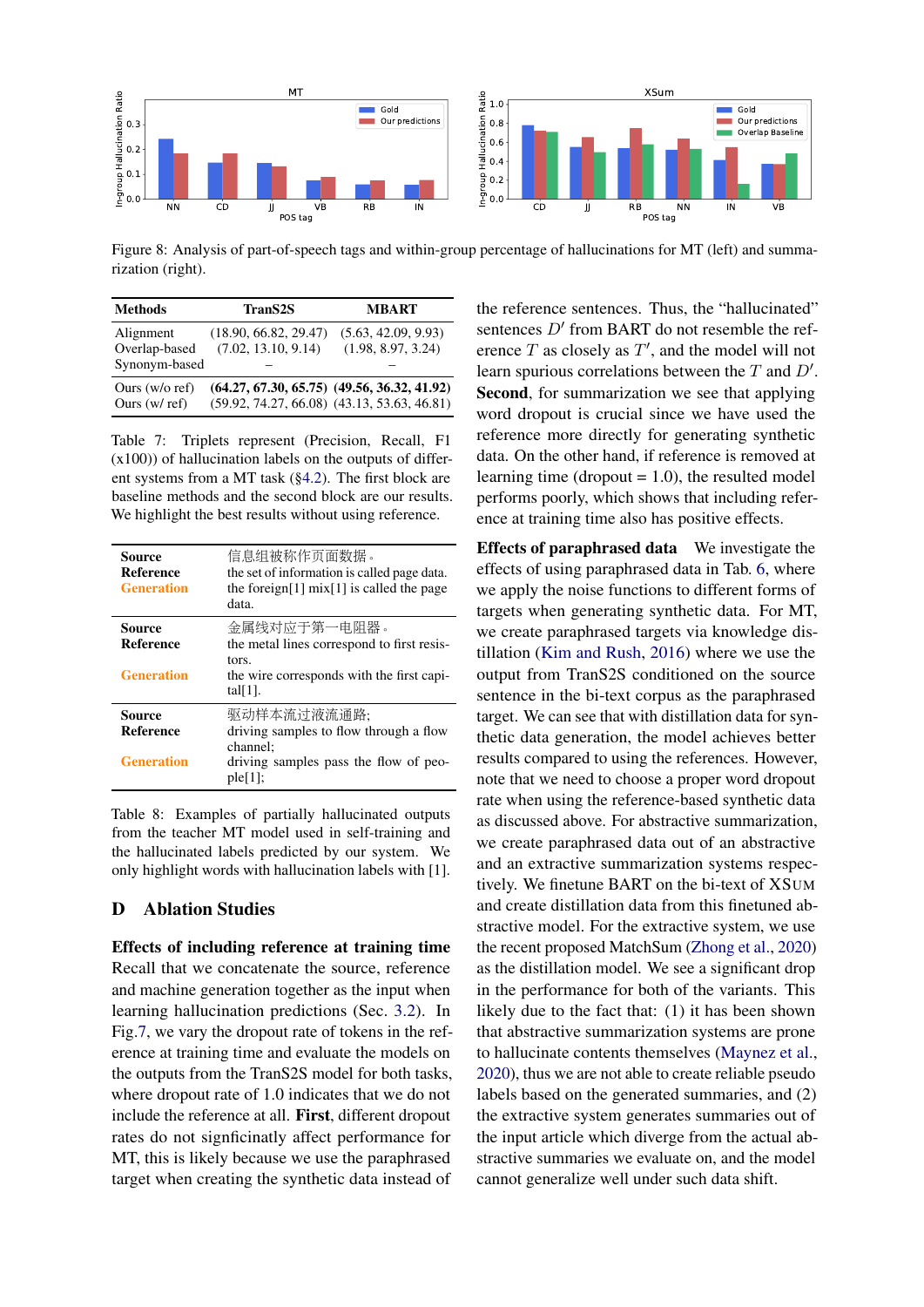Figure 8: Analysis of part-of-speech tags and within-group percentage of hallucinations for MT (left) and summarization (right).

| Methods | TranS2S | MBART |
|---|---|---|
| Alignment | (18.90, 66.82, 29.47) | (5.63, 42.09, 9.93) |
| Overlap-based | (7.02, 13.10, 9.14) | (1.98, 8.97, 3.24) |
| Synonym-based | – | – |
| Ours (w/o ref) | **(64.27, 67.30, 65.75)** | **(49.56, 36.32, 41.92)** |
| Ours (w/ ref) | (59.92, 74.27, 66.08) | (43.13, 53.63, 46.81) |

Table 7: Triplets represent (Precision, Recall, F1 (x100)) of hallucination labels on the outputs of different systems from a MT task (§4.2). The first block are baseline methods and the second block are our results. We highlight the best results without using reference.

| | |
|---|---|
| **Source** | 信息组被称作页面数据。 |
| **Reference** | the set of information is called page data. |
| **Generation** | the foreign[1] mix[1] is called the page data. |
| **Source** | 金属线对应于第一电阻器。 |
| **Reference** | the metal lines correspond to first resistors. |
| **Generation** | the wire corresponds with the first capital[1]. |
| **Source** | 驱动样本流过液流通路; |
| **Reference** | driving samples to flow through a flow channel; |
| **Generation** | driving samples pass the flow of people[1]; |

Table 8: Examples of partially hallucinated outputs from the teacher MT model used in self-training and the hallucinated labels predicted by our system. We only highlight words with hallucination labels with [1].

## D Ablation Studies

**Effects of including reference at training time** Recall that we concatenate the source, reference and machine generation together as the input when learning hallucination predictions (Sec. 3.2). In Fig.7, we vary the dropout rate of tokens in the reference at training time and evaluate the models on the outputs from the TranS2S model for both tasks, where dropout rate of 1.0 indicates that we do not include the reference at all. **First**, different dropout rates do not signficinatly affect performance for MT, this is likely because we use the paraphrased target when creating the synthetic data instead of the reference sentences. Thus, the "hallucinated" sentences $D'$ from BART do not resemble the reference $T$ as closely as $T'$, and the model will not learn spurious correlations between the $T$ and $D'$. **Second**, for summarization we see that applying word dropout is crucial since we have used the reference more directly for generating synthetic data. On the other hand, if reference is removed at learning time (dropout = 1.0), the resulted model performs poorly, which shows that including reference at training time also has positive effects.

**Effects of paraphrased data** We investigate the effects of using paraphrased data in Tab. 6, where we apply the noise functions to different forms of targets when generating synthetic data. For MT, we create paraphrased targets via knowledge distillation (Kim and Rush, 2016) where we use the output from TranS2S conditioned on the source sentence in the bi-text corpus as the paraphrased target. We can see that with distillation data for synthetic data generation, the model achieves better results compared to using the references. However, note that we need to choose a proper word dropout rate when using the reference-based synthetic data as discussed above. For abstractive summarization, we create paraphrased data out of an abstractive and an extractive summarization systems respectively. We finetune BART on the bi-text of XSum and create distillation data from this finetuned abstractive model. For the extractive system, we use the recent proposed MatchSum (Zhong et al., 2020) as the distillation model. We see a significant drop in the performance for both of the variants. This likely due to the fact that: (1) it has been shown that abstractive summarization systems are prone to hallucinate contents themselves (Maynez et al., 2020), thus we are not able to create reliable pseudo labels based on the generated summaries, and (2) the extractive system generates summaries out of the input article which diverge from the actual abstractive summaries we evaluate on, and the model cannot generalize well under such data shift.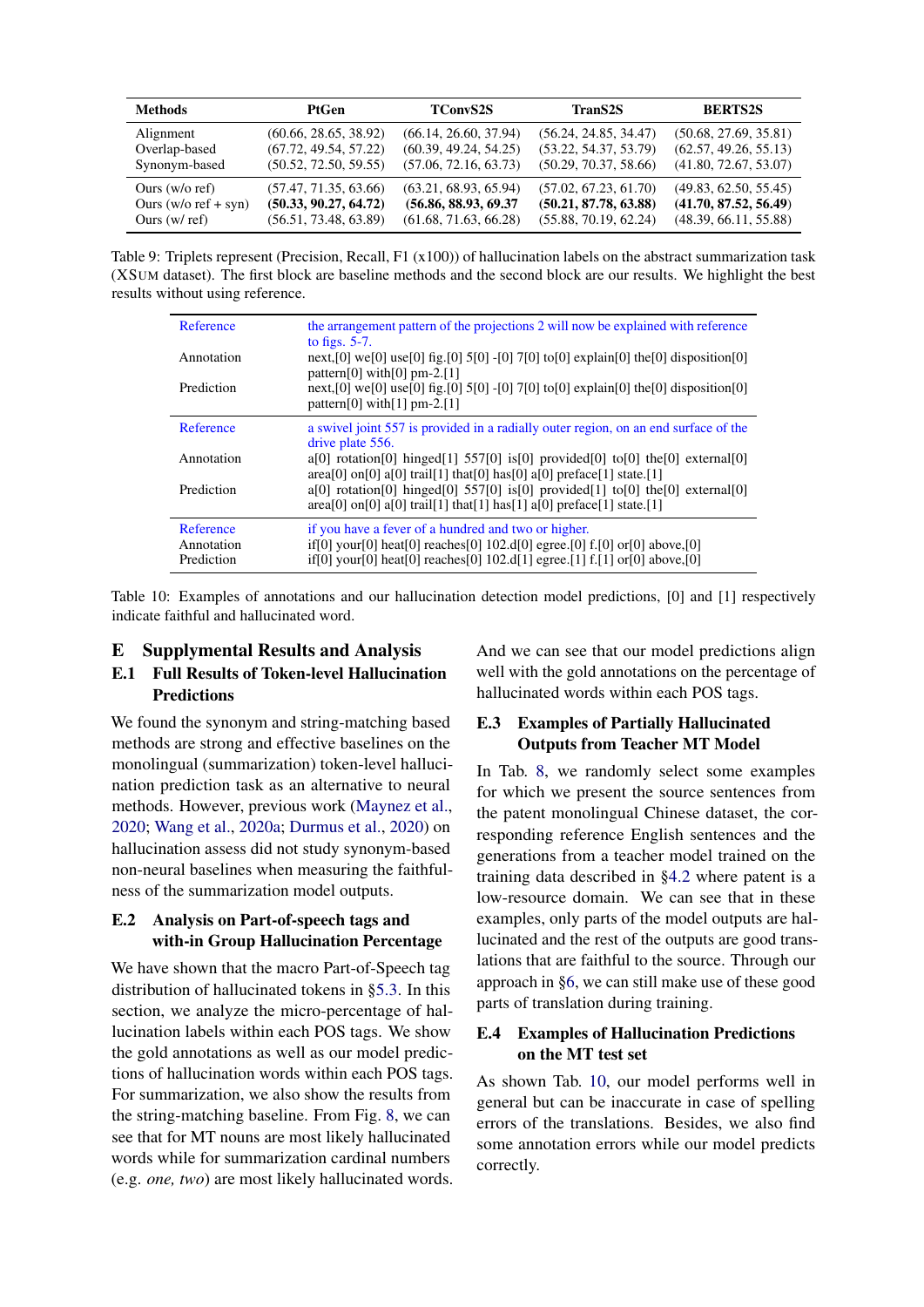| Methods | PtGen | TConvS2S | TranS2S | BERTS2S |
|---|---|---|---|---|
| Alignment | (60.66, 28.65, 38.92) | (66.14, 26.60, 37.94) | (56.24, 24.85, 34.47) | (50.68, 27.69, 35.81) |
| Overlap-based | (67.72, 49.54, 57.22) | (60.39, 49.24, 54.25) | (53.22, 54.37, 53.79) | (62.57, 49.26, 55.13) |
| Synonym-based | (50.52, 72.50, 59.55) | (57.06, 72.16, 63.73) | (50.29, 70.37, 58.66) | (41.80, 72.67, 53.07) |
| Ours (w/o ref) | (57.47, 71.35, 63.66) | (63.21, 68.93, 65.94) | (57.02, 67.23, 61.70) | (49.83, 62.50, 55.45) |
| Ours (w/o ref + syn) | **(50.33, 90.27, 64.72)** | **(56.86, 88.93, 69.37** | **(50.21, 87.78, 63.88)** | **(41.70, 87.52, 56.49)** |
| Ours (w/ ref) | (56.51, 73.48, 63.89) | (61.68, 71.63, 66.28) | (55.88, 70.19, 62.24) | (48.39, 66.11, 55.88) |

Table 9: Triplets represent (Precision, Recall, F1 (x100)) of hallucination labels on the abstract summarization task (XSUM dataset). The first block are baseline methods and the second block are our results. We highlight the best results without using reference.

| | |
|---|---|
| Reference | the arrangement pattern of the projections 2 will now be explained with reference to figs. 5-7. |
| Annotation | next,[0] we[0] use[0] fig.[0] 5[0] -[0] 7[0] to[0] explain[0] the[0] disposition[0] pattern[0] with[0] pm-2.[1] |
| Prediction | next,[0] we[0] use[0] fig.[0] 5[0] -[0] 7[0] to[0] explain[0] the[0] disposition[0] pattern[0] with[1] pm-2.[1] |
| Reference | a swivel joint 557 is provided in a radially outer region, on an end surface of the drive plate 556. |
| Annotation | a[0] rotation[0] hinged[1] 557[0] is[0] provided[0] to[0] the[0] external[0] area[0] on[0] a[0] trail[1] that[0] has[0] a[0] preface[1] state.[1] |
| Prediction | a[0] rotation[0] hinged[1] 557[0] is[0] provided[0] to[0] the[0] external[0] area[0] on[0] a[0] trail[1] that[1] has[1] a[0] preface[1] state.[1] |
| Reference | if you have a fever of a hundred and two or higher. |
| Annotation | if[0] your[0] heat[0] reaches[0] 102.d[0] egree.[0] f.[0] or[0] above,[0] |
| Prediction | if[0] your[0] heat[0] reaches[0] 102.d[1] egree.[1] f.[1] or[0] above,[0] |

Table 10: Examples of annotations and our hallucination detection model predictions, [0] and [1] respectively indicate faithful and hallucinated word.

# E Supplymental Results and Analysis

## E.1 Full Results of Token-level Hallucination Predictions

We found the synonym and string-matching based methods are strong and effective baselines on the monolingual (summarization) token-level hallucination prediction task as an alternative to neural methods. However, previous work (Maynez et al., 2020; Wang et al., 2020a; Durmus et al., 2020) on hallucination assess did not study synonym-based non-neural baselines when measuring the faithfulness of the summarization model outputs.

## E.2 Analysis on Part-of-speech tags and with-in Group Hallucination Percentage

We have shown that the macro Part-of-Speech tag distribution of hallucinated tokens in §5.3. In this section, we analyze the micro-percentage of hallucination labels within each POS tags. We show the gold annotations as well as our model predictions of hallucination words within each POS tags. For summarization, we also show the results from the string-matching baseline. From Fig. 8, we can see that for MT nouns are most likely hallucinated words while for summarization cardinal numbers (e.g. *one, two*) are most likely hallucinated words. And we can see that our model predictions align well with the gold annotations on the percentage of hallucinated words within each POS tags.

## E.3 Examples of Partially Hallucinated Outputs from Teacher MT Model

In Tab. 8, we randomly select some examples for which we present the source sentences from the patent monolingual Chinese dataset, the corresponding reference English sentences and the generations from a teacher model trained on the training data described in §4.2 where patent is a low-resource domain. We can see that in these examples, only parts of the model outputs are hallucinated and the rest of the outputs are good translations that are faithful to the source. Through our approach in §6, we can still make use of these good parts of translation during training.

## E.4 Examples of Hallucination Predictions on the MT test set

As shown Tab. 10, our model performs well in general but can be inaccurate in case of spelling errors of the translations. Besides, we also find some annotation errors while our model predicts correctly.